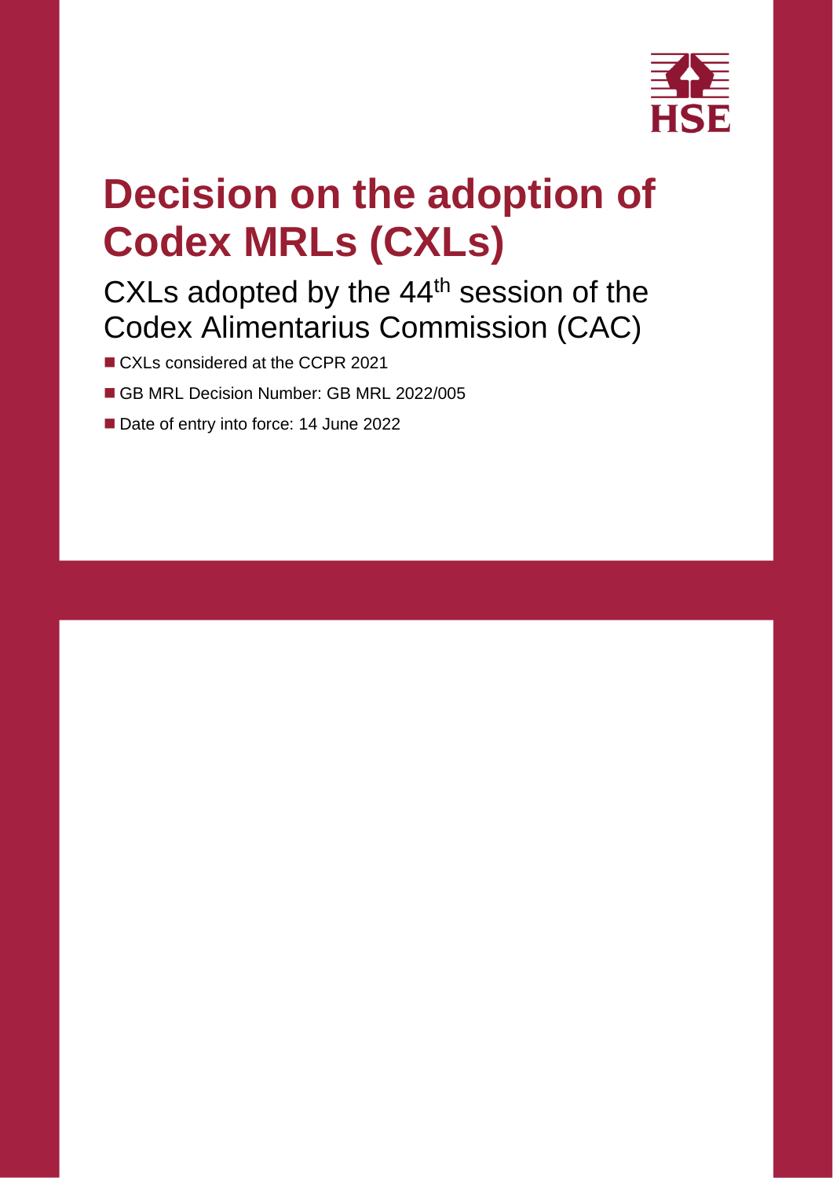# Decision on the adoption of Codex MRLs (CXLs)

## CXLs adopted by the 44th session of the Codex Alimentarius Commission (CAC)

- CXLs considered at the CCPR 2021
- GB MRL Decision Number: GB MRL 2022/005
- Date of entry into force: 14 June 2022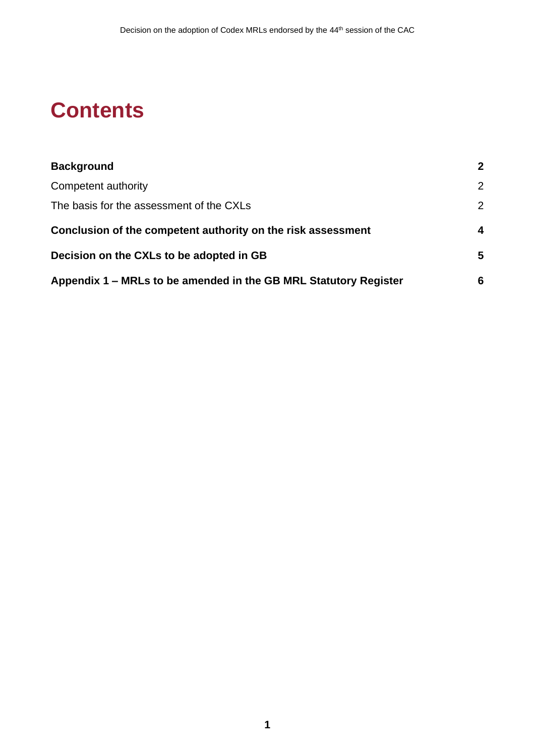# Contents

| | |
|---|---|
| **Background** | **2** |
| Competent authority | 2 |
| The basis for the assessment of the CXLs | 2 |
| **Conclusion of the competent authority on the risk assessment** | **4** |
| **Decision on the CXLs to be adopted in GB** | **5** |
| **Appendix 1 – MRLs to be amended in the GB MRL Statutory Register** | **6** |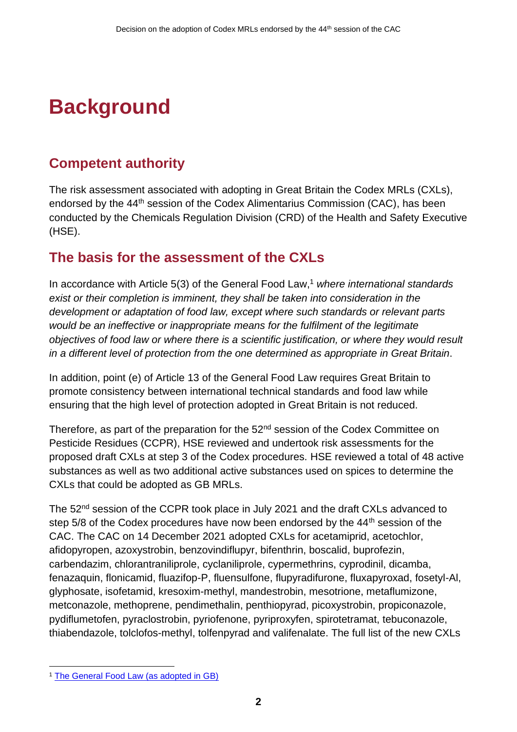# Background

## Competent authority

The risk assessment associated with adopting in Great Britain the Codex MRLs (CXLs), endorsed by the 44th session of the Codex Alimentarius Commission (CAC), has been conducted by the Chemicals Regulation Division (CRD) of the Health and Safety Executive (HSE).

## The basis for the assessment of the CXLs

In accordance with Article 5(3) of the General Food Law,[1] *where international standards exist or their completion is imminent, they shall be taken into consideration in the development or adaptation of food law, except where such standards or relevant parts would be an ineffective or inappropriate means for the fulfilment of the legitimate objectives of food law or where there is a scientific justification, or where they would result in a different level of protection from the one determined as appropriate in Great Britain*.

In addition, point (e) of Article 13 of the General Food Law requires Great Britain to promote consistency between international technical standards and food law while ensuring that the high level of protection adopted in Great Britain is not reduced.

Therefore, as part of the preparation for the 52nd session of the Codex Committee on Pesticide Residues (CCPR), HSE reviewed and undertook risk assessments for the proposed draft CXLs at step 3 of the Codex procedures. HSE reviewed a total of 48 active substances as well as two additional active substances used on spices to determine the CXLs that could be adopted as GB MRLs.

The 52nd session of the CCPR took place in July 2021 and the draft CXLs advanced to step 5/8 of the Codex procedures have now been endorsed by the 44th session of the CAC. The CAC on 14 December 2021 adopted CXLs for acetamiprid, acetochlor, afidopyropen, azoxystrobin, benzovindiflupyr, bifenthrin, boscalid, buprofezin, carbendazim, chlorantraniliprole, cyclaniliprole, cypermethrins, cyprodinil, dicamba, fenazaquin, flonicamid, fluazifop-P, fluensulfone, flupyradifurone, fluxapyroxad, fosetyl-Al, glyphosate, isofetamid, kresoxim-methyl, mandestrobin, mesotrione, metaflumizone, metconazole, methoprene, pendimethalin, penthiopyrad, picoxystrobin, propiconazole, pydiflumetofen, pyraclostrobin, pyriofenone, pyriproxyfen, spirotetramat, tebuconazole, thiabendazole, tolclofos-methyl, tolfenpyrad and valifenalate. The full list of the new CXLs

[1] The General Food Law (as adopted in GB)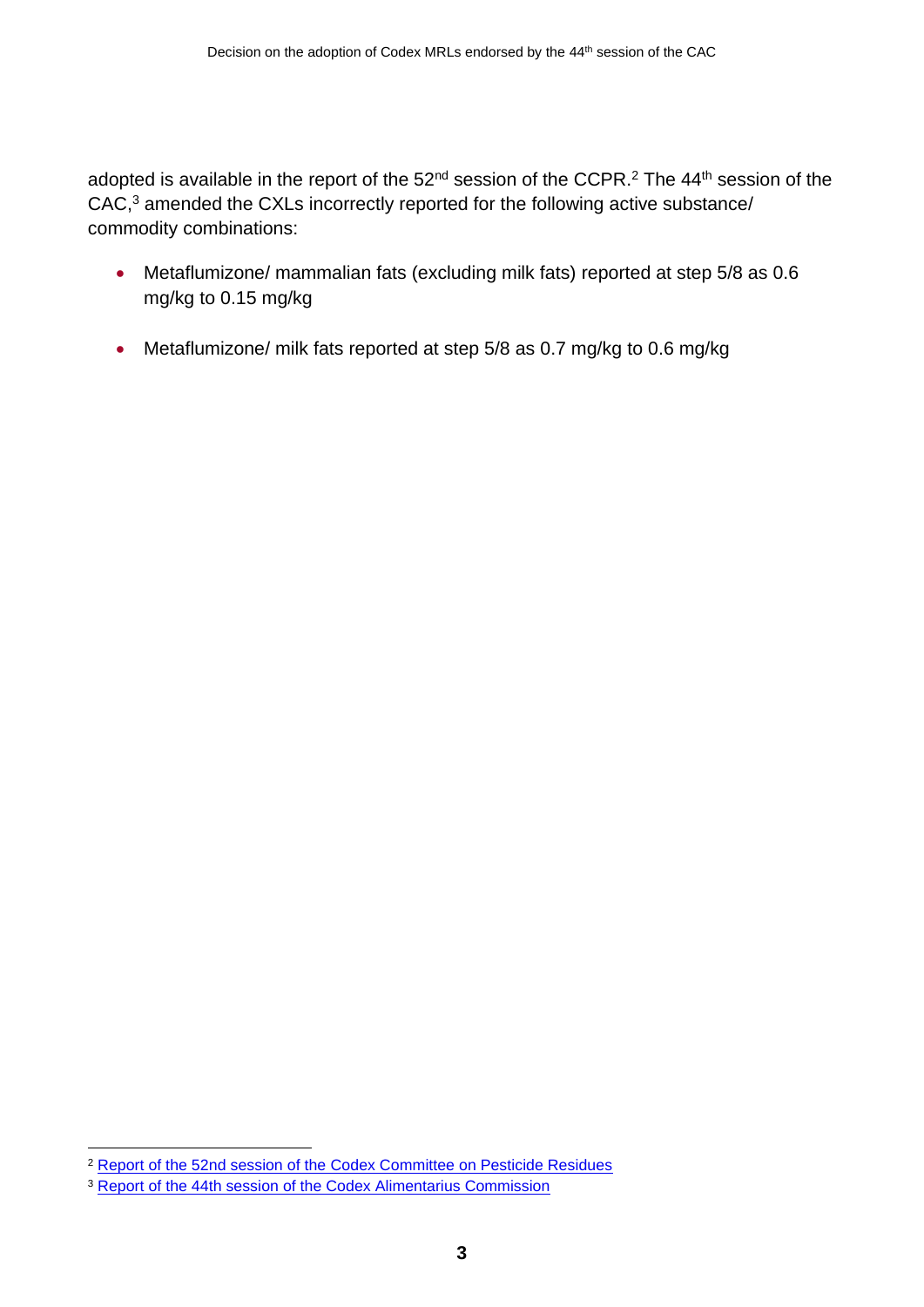adopted is available in the report of the 52nd session of the CCPR.[2] The 44th session of the CAC,[3] amended the CXLs incorrectly reported for the following active substance/ commodity combinations:

- Metaflumizone/ mammalian fats (excluding milk fats) reported at step 5/8 as 0.6 mg/kg to 0.15 mg/kg

- Metaflumizone/ milk fats reported at step 5/8 as 0.7 mg/kg to 0.6 mg/kg

[2] Report of the 52nd session of the Codex Committee on Pesticide Residues

[3] Report of the 44th session of the Codex Alimentarius Commission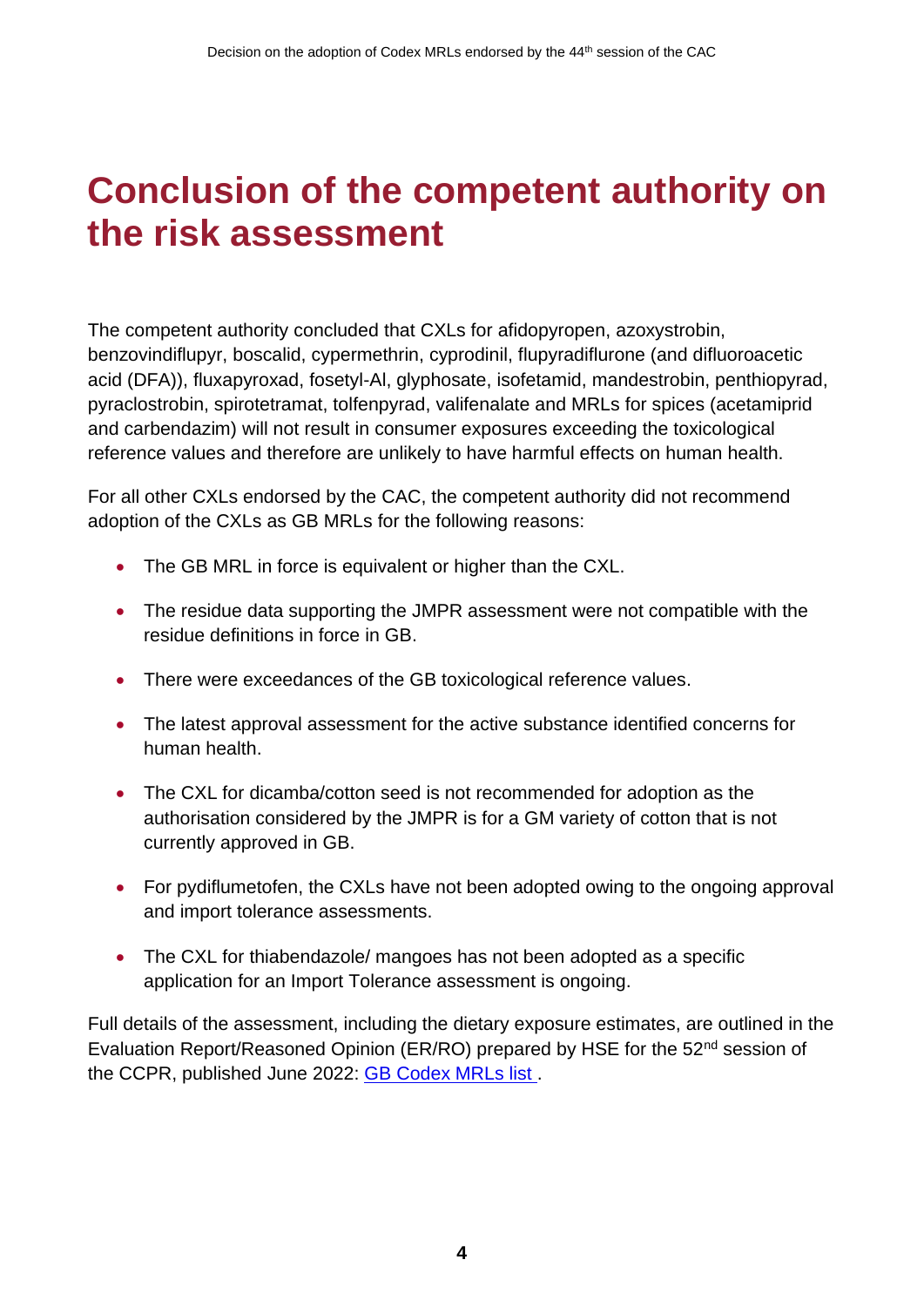# Conclusion of the competent authority on the risk assessment

The competent authority concluded that CXLs for afidopyropen, azoxystrobin, benzovindiflupyr, boscalid, cypermethrin, cyprodinil, flupyradiflurone (and difluoroacetic acid (DFA)), fluxapyroxad, fosetyl-Al, glyphosate, isofetamid, mandestrobin, penthiopyrad, pyraclostrobin, spirotetramat, tolfenpyrad, valifenalate and MRLs for spices (acetamiprid and carbendazim) will not result in consumer exposures exceeding the toxicological reference values and therefore are unlikely to have harmful effects on human health.

For all other CXLs endorsed by the CAC, the competent authority did not recommend adoption of the CXLs as GB MRLs for the following reasons:

- The GB MRL in force is equivalent or higher than the CXL.
- The residue data supporting the JMPR assessment were not compatible with the residue definitions in force in GB.
- There were exceedances of the GB toxicological reference values.
- The latest approval assessment for the active substance identified concerns for human health.
- The CXL for dicamba/cotton seed is not recommended for adoption as the authorisation considered by the JMPR is for a GM variety of cotton that is not currently approved in GB.
- For pydiflumetofen, the CXLs have not been adopted owing to the ongoing approval and import tolerance assessments.
- The CXL for thiabendazole/ mangoes has not been adopted as a specific application for an Import Tolerance assessment is ongoing.

Full details of the assessment, including the dietary exposure estimates, are outlined in the Evaluation Report/Reasoned Opinion (ER/RO) prepared by HSE for the 52nd session of the CCPR, published June 2022: GB Codex MRLs list .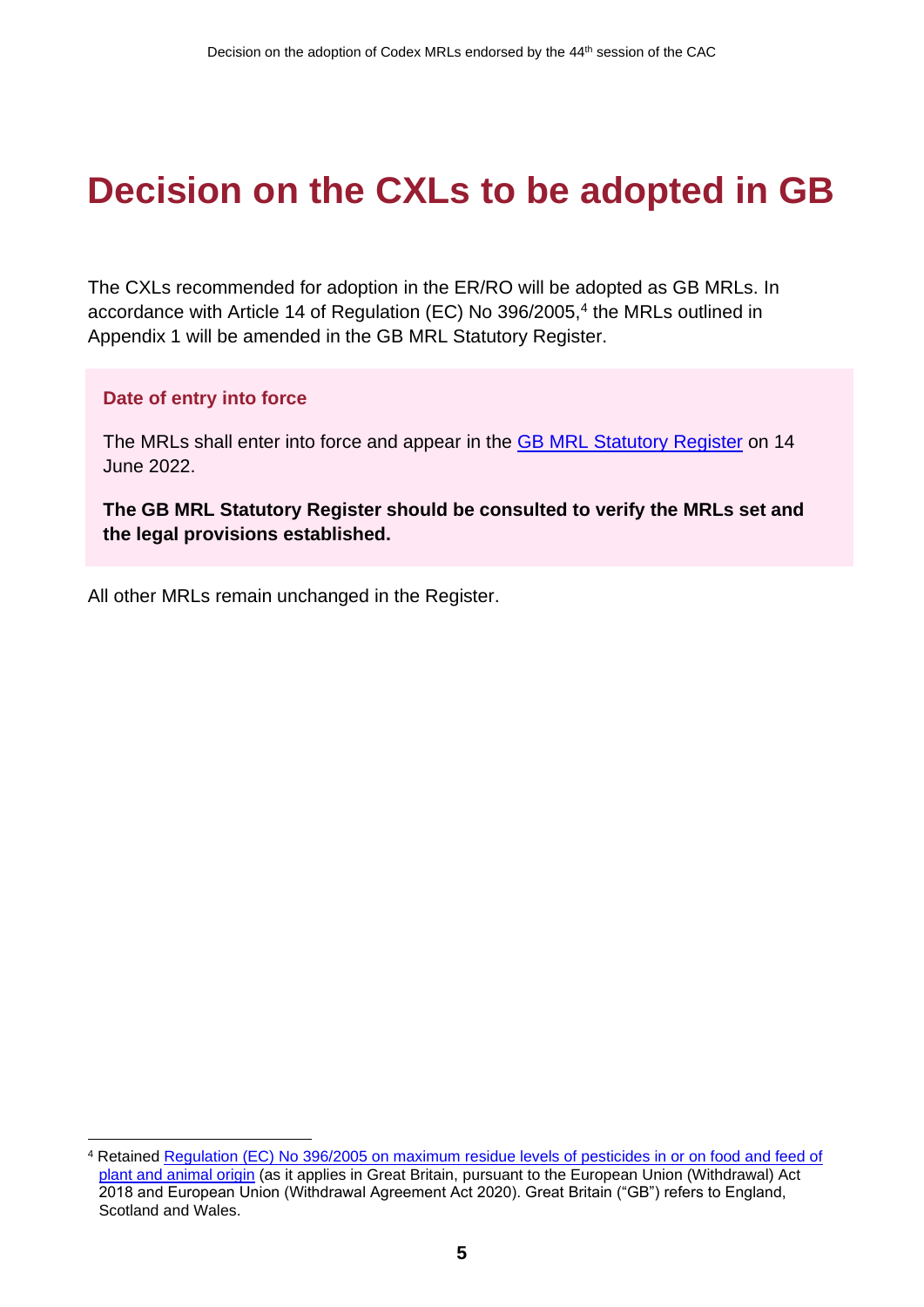# Decision on the CXLs to be adopted in GB

The CXLs recommended for adoption in the ER/RO will be adopted as GB MRLs. In accordance with Article 14 of Regulation (EC) No 396/2005,[4] the MRLs outlined in Appendix 1 will be amended in the GB MRL Statutory Register.

**Date of entry into force**

The MRLs shall enter into force and appear in the GB MRL Statutory Register on 14 June 2022.

**The GB MRL Statutory Register should be consulted to verify the MRLs set and the legal provisions established.**

All other MRLs remain unchanged in the Register.

[4] Retained Regulation (EC) No 396/2005 on maximum residue levels of pesticides in or on food and feed of plant and animal origin (as it applies in Great Britain, pursuant to the European Union (Withdrawal) Act 2018 and European Union (Withdrawal Agreement Act 2020). Great Britain ("GB") refers to England, Scotland and Wales.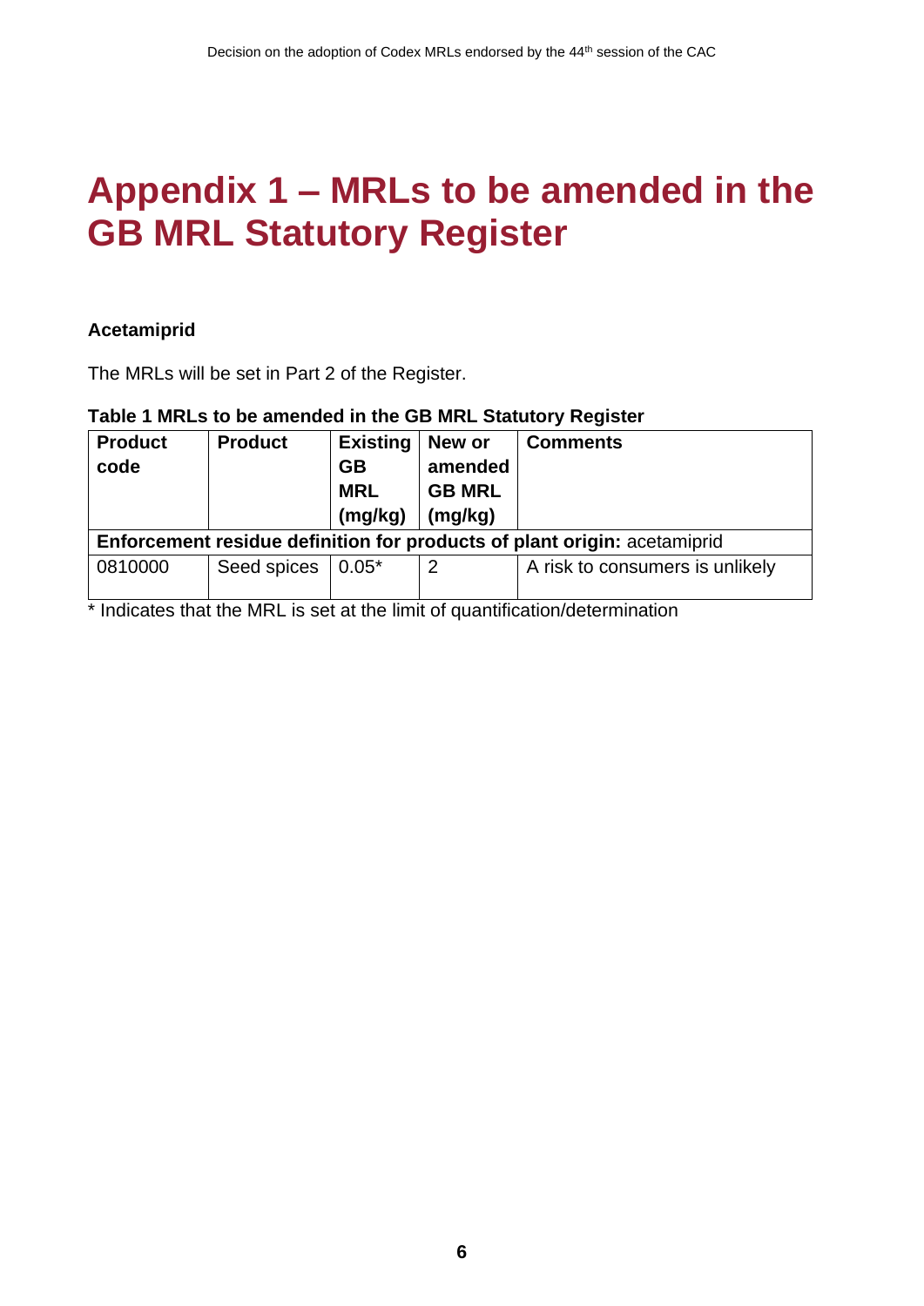# Appendix 1 – MRLs to be amended in the GB MRL Statutory Register

**Acetamiprid**

The MRLs will be set in Part 2 of the Register.

**Table 1 MRLs to be amended in the GB MRL Statutory Register**

| Product code | Product | Existing GB MRL (mg/kg) | New or amended GB MRL (mg/kg) | Comments |
|---|---|---|---|---|
| **Enforcement residue definition for products of plant origin:** acetamiprid | | | | |
| 0810000 | Seed spices | 0.05* | 2 | A risk to consumers is unlikely |

\* Indicates that the MRL is set at the limit of quantification/determination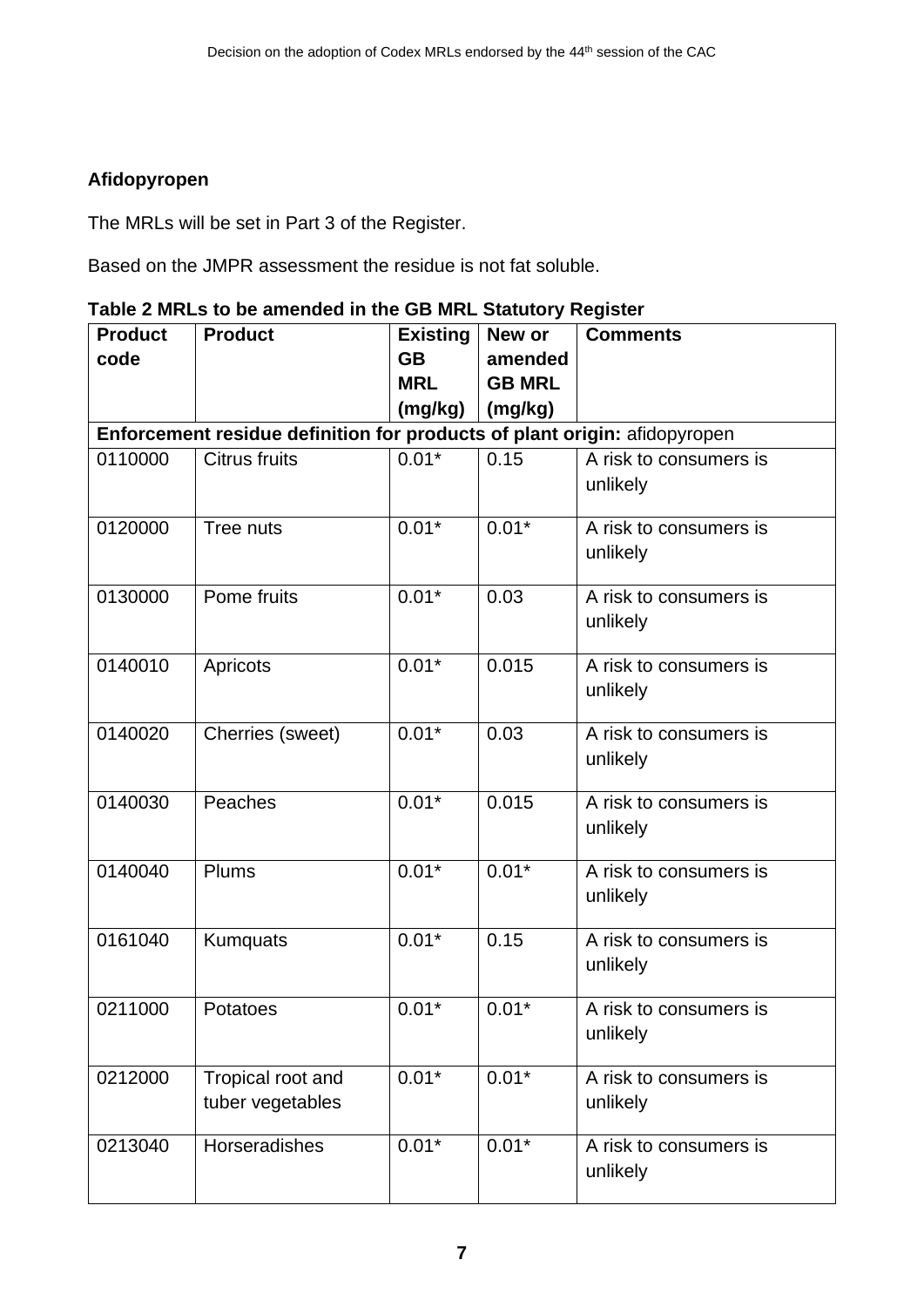**Afidopyropen**

The MRLs will be set in Part 3 of the Register.

Based on the JMPR assessment the residue is not fat soluble.

**Table 2 MRLs to be amended in the GB MRL Statutory Register**

| Product code | Product | Existing GB MRL (mg/kg) | New or amended GB MRL (mg/kg) | Comments |
|---|---|---|---|---|
| **Enforcement residue definition for products of plant origin:** afidopyropen | | | | |
| 0110000 | Citrus fruits | 0.01* | 0.15 | A risk to consumers is unlikely |
| 0120000 | Tree nuts | 0.01* | 0.01* | A risk to consumers is unlikely |
| 0130000 | Pome fruits | 0.01* | 0.03 | A risk to consumers is unlikely |
| 0140010 | Apricots | 0.01* | 0.015 | A risk to consumers is unlikely |
| 0140020 | Cherries (sweet) | 0.01* | 0.03 | A risk to consumers is unlikely |
| 0140030 | Peaches | 0.01* | 0.015 | A risk to consumers is unlikely |
| 0140040 | Plums | 0.01* | 0.01* | A risk to consumers is unlikely |
| 0161040 | Kumquats | 0.01* | 0.15 | A risk to consumers is unlikely |
| 0211000 | Potatoes | 0.01* | 0.01* | A risk to consumers is unlikely |
| 0212000 | Tropical root and tuber vegetables | 0.01* | 0.01* | A risk to consumers is unlikely |
| 0213040 | Horseradishes | 0.01* | 0.01* | A risk to consumers is unlikely |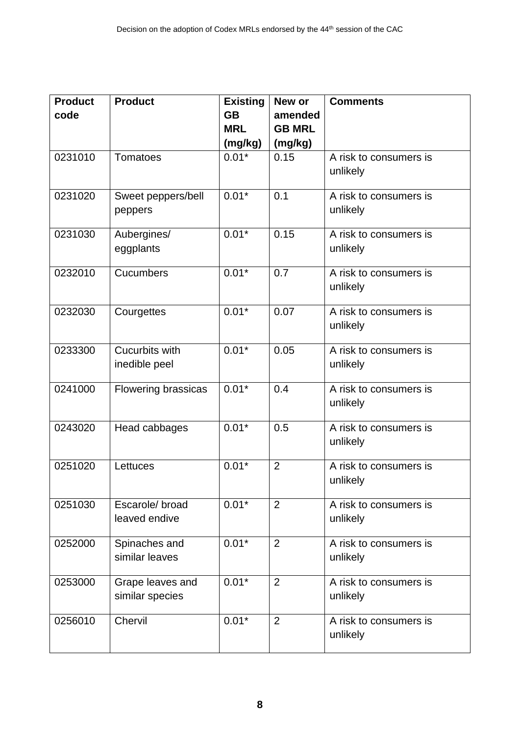| Product code | Product | Existing GB MRL (mg/kg) | New or amended GB MRL (mg/kg) | Comments |
|---|---|---|---|---|
| 0231010 | Tomatoes | 0.01* | 0.15 | A risk to consumers is unlikely |
| 0231020 | Sweet peppers/bell peppers | 0.01* | 0.1 | A risk to consumers is unlikely |
| 0231030 | Aubergines/ eggplants | 0.01* | 0.15 | A risk to consumers is unlikely |
| 0232010 | Cucumbers | 0.01* | 0.7 | A risk to consumers is unlikely |
| 0232030 | Courgettes | 0.01* | 0.07 | A risk to consumers is unlikely |
| 0233300 | Cucurbits with inedible peel | 0.01* | 0.05 | A risk to consumers is unlikely |
| 0241000 | Flowering brassicas | 0.01* | 0.4 | A risk to consumers is unlikely |
| 0243020 | Head cabbages | 0.01* | 0.5 | A risk to consumers is unlikely |
| 0251020 | Lettuces | 0.01* | 2 | A risk to consumers is unlikely |
| 0251030 | Escarole/ broad leaved endive | 0.01* | 2 | A risk to consumers is unlikely |
| 0252000 | Spinaches and similar leaves | 0.01* | 2 | A risk to consumers is unlikely |
| 0253000 | Grape leaves and similar species | 0.01* | 2 | A risk to consumers is unlikely |
| 0256010 | Chervil | 0.01* | 2 | A risk to consumers is unlikely |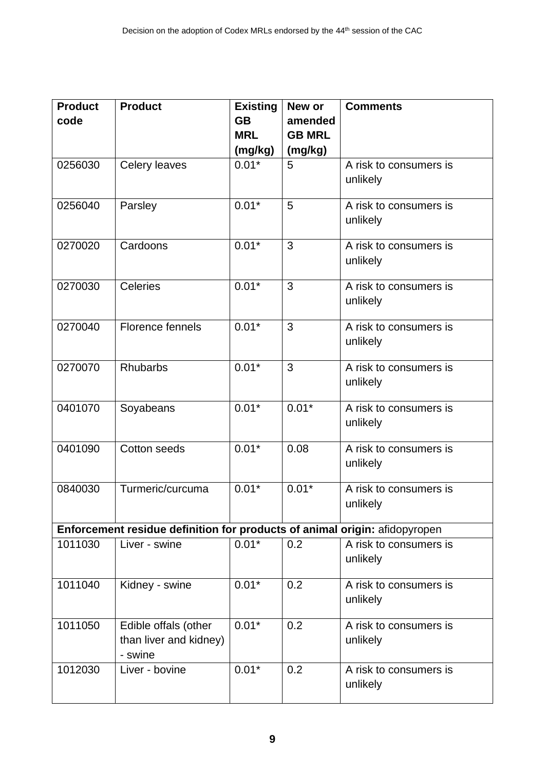| Product code | Product | Existing GB MRL (mg/kg) | New or amended GB MRL (mg/kg) | Comments |
|---|---|---|---|---|
| 0256030 | Celery leaves | 0.01* | 5 | A risk to consumers is unlikely |
| 0256040 | Parsley | 0.01* | 5 | A risk to consumers is unlikely |
| 0270020 | Cardoons | 0.01* | 3 | A risk to consumers is unlikely |
| 0270030 | Celeries | 0.01* | 3 | A risk to consumers is unlikely |
| 0270040 | Florence fennels | 0.01* | 3 | A risk to consumers is unlikely |
| 0270070 | Rhubarbs | 0.01* | 3 | A risk to consumers is unlikely |
| 0401070 | Soyabeans | 0.01* | 0.01* | A risk to consumers is unlikely |
| 0401090 | Cotton seeds | 0.01* | 0.08 | A risk to consumers is unlikely |
| 0840030 | Turmeric/curcuma | 0.01* | 0.01* | A risk to consumers is unlikely |
| **Enforcement residue definition for products of animal origin:** afidopyropen | | | | |
| 1011030 | Liver - swine | 0.01* | 0.2 | A risk to consumers is unlikely |
| 1011040 | Kidney - swine | 0.01* | 0.2 | A risk to consumers is unlikely |
| 1011050 | Edible offals (other than liver and kidney) - swine | 0.01* | 0.2 | A risk to consumers is unlikely |
| 1012030 | Liver - bovine | 0.01* | 0.2 | A risk to consumers is unlikely |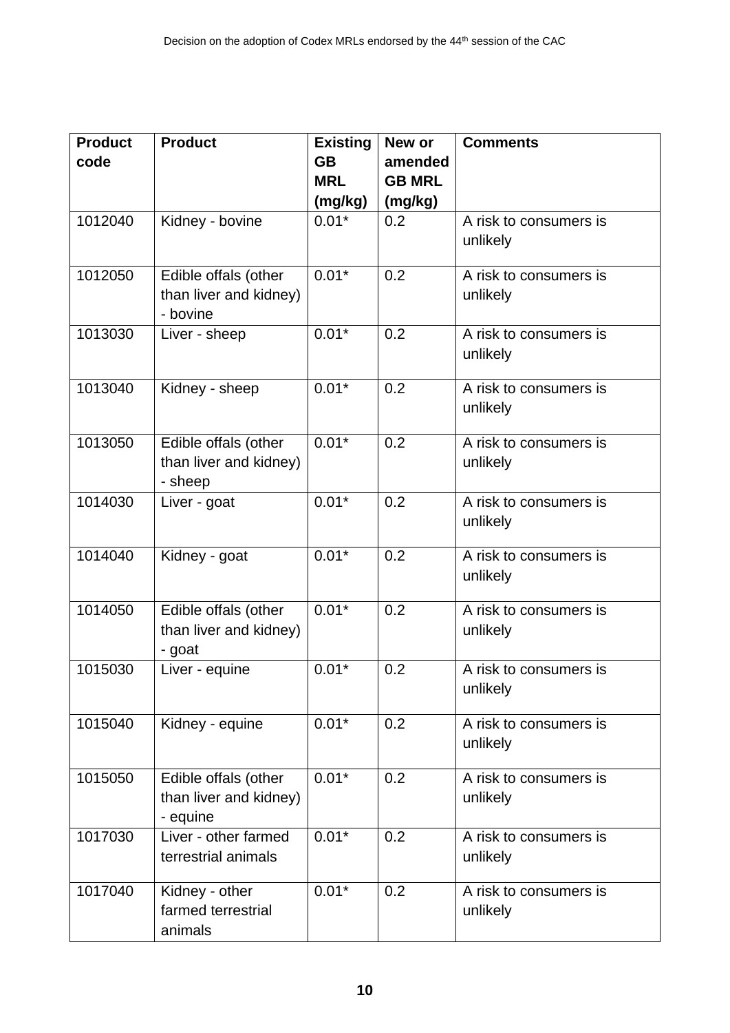| Product code | Product | Existing GB MRL (mg/kg) | New or amended GB MRL (mg/kg) | Comments |
|---|---|---|---|---|
| 1012040 | Kidney - bovine | 0.01* | 0.2 | A risk to consumers is unlikely |
| 1012050 | Edible offals (other than liver and kidney) - bovine | 0.01* | 0.2 | A risk to consumers is unlikely |
| 1013030 | Liver - sheep | 0.01* | 0.2 | A risk to consumers is unlikely |
| 1013040 | Kidney - sheep | 0.01* | 0.2 | A risk to consumers is unlikely |
| 1013050 | Edible offals (other than liver and kidney) - sheep | 0.01* | 0.2 | A risk to consumers is unlikely |
| 1014030 | Liver - goat | 0.01* | 0.2 | A risk to consumers is unlikely |
| 1014040 | Kidney - goat | 0.01* | 0.2 | A risk to consumers is unlikely |
| 1014050 | Edible offals (other than liver and kidney) - goat | 0.01* | 0.2 | A risk to consumers is unlikely |
| 1015030 | Liver - equine | 0.01* | 0.2 | A risk to consumers is unlikely |
| 1015040 | Kidney - equine | 0.01* | 0.2 | A risk to consumers is unlikely |
| 1015050 | Edible offals (other than liver and kidney) - equine | 0.01* | 0.2 | A risk to consumers is unlikely |
| 1017030 | Liver - other farmed terrestrial animals | 0.01* | 0.2 | A risk to consumers is unlikely |
| 1017040 | Kidney - other farmed terrestrial animals | 0.01* | 0.2 | A risk to consumers is unlikely |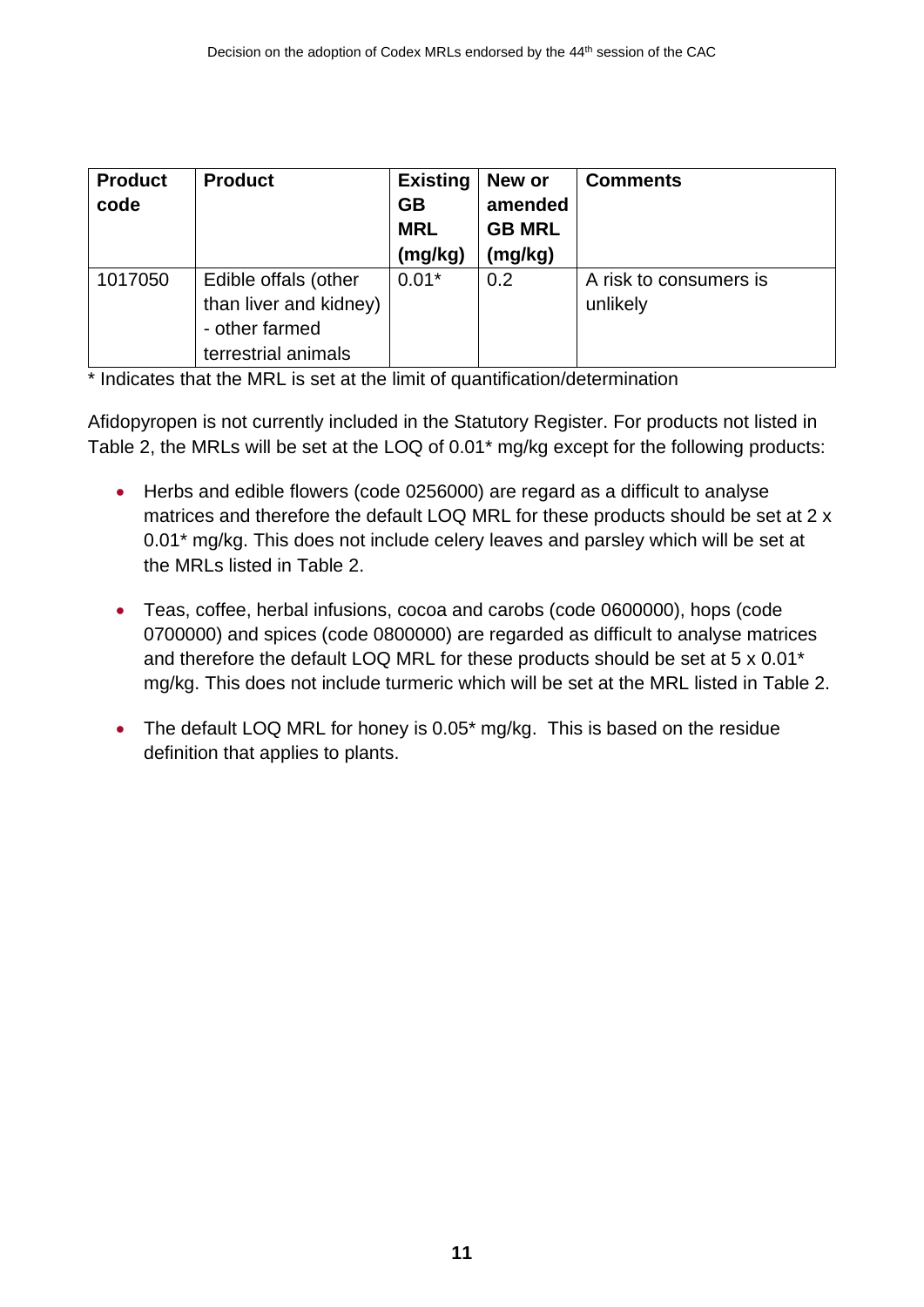| Product code | Product | Existing GB MRL (mg/kg) | New or amended GB MRL (mg/kg) | Comments |
| --- | --- | --- | --- | --- |
| 1017050 | Edible offals (other than liver and kidney) - other farmed terrestrial animals | 0.01* | 0.2 | A risk to consumers is unlikely |

* Indicates that the MRL is set at the limit of quantification/determination

Afidopyropen is not currently included in the Statutory Register. For products not listed in Table 2, the MRLs will be set at the LOQ of 0.01* mg/kg except for the following products:

- Herbs and edible flowers (code 0256000) are regard as a difficult to analyse matrices and therefore the default LOQ MRL for these products should be set at 2 x 0.01* mg/kg. This does not include celery leaves and parsley which will be set at the MRLs listed in Table 2.
- Teas, coffee, herbal infusions, cocoa and carobs (code 0600000), hops (code 0700000) and spices (code 0800000) are regarded as difficult to analyse matrices and therefore the default LOQ MRL for these products should be set at 5 x 0.01* mg/kg. This does not include turmeric which will be set at the MRL listed in Table 2.
- The default LOQ MRL for honey is 0.05* mg/kg. This is based on the residue definition that applies to plants.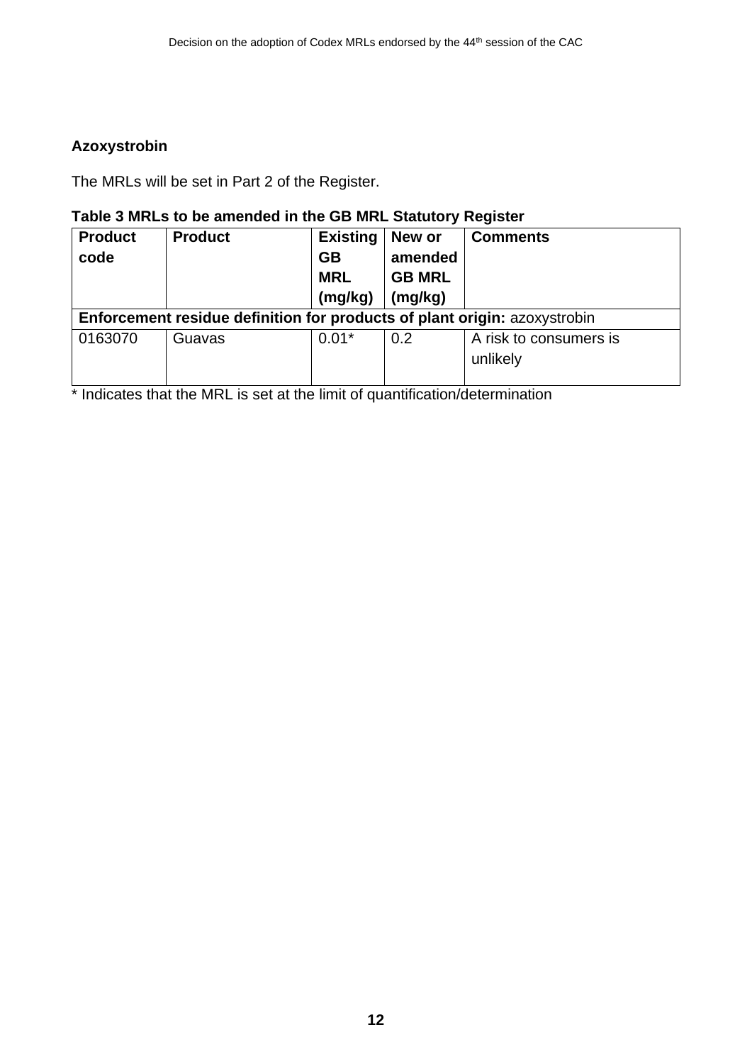**Azoxystrobin**

The MRLs will be set in Part 2 of the Register.

**Table 3 MRLs to be amended in the GB MRL Statutory Register**

| Product code | Product | Existing GB MRL (mg/kg) | New or amended GB MRL (mg/kg) | Comments |
|---|---|---|---|---|
| **Enforcement residue definition for products of plant origin:** azoxystrobin | | | | |
| 0163070 | Guavas | 0.01* | 0.2 | A risk to consumers is unlikely |

\* Indicates that the MRL is set at the limit of quantification/determination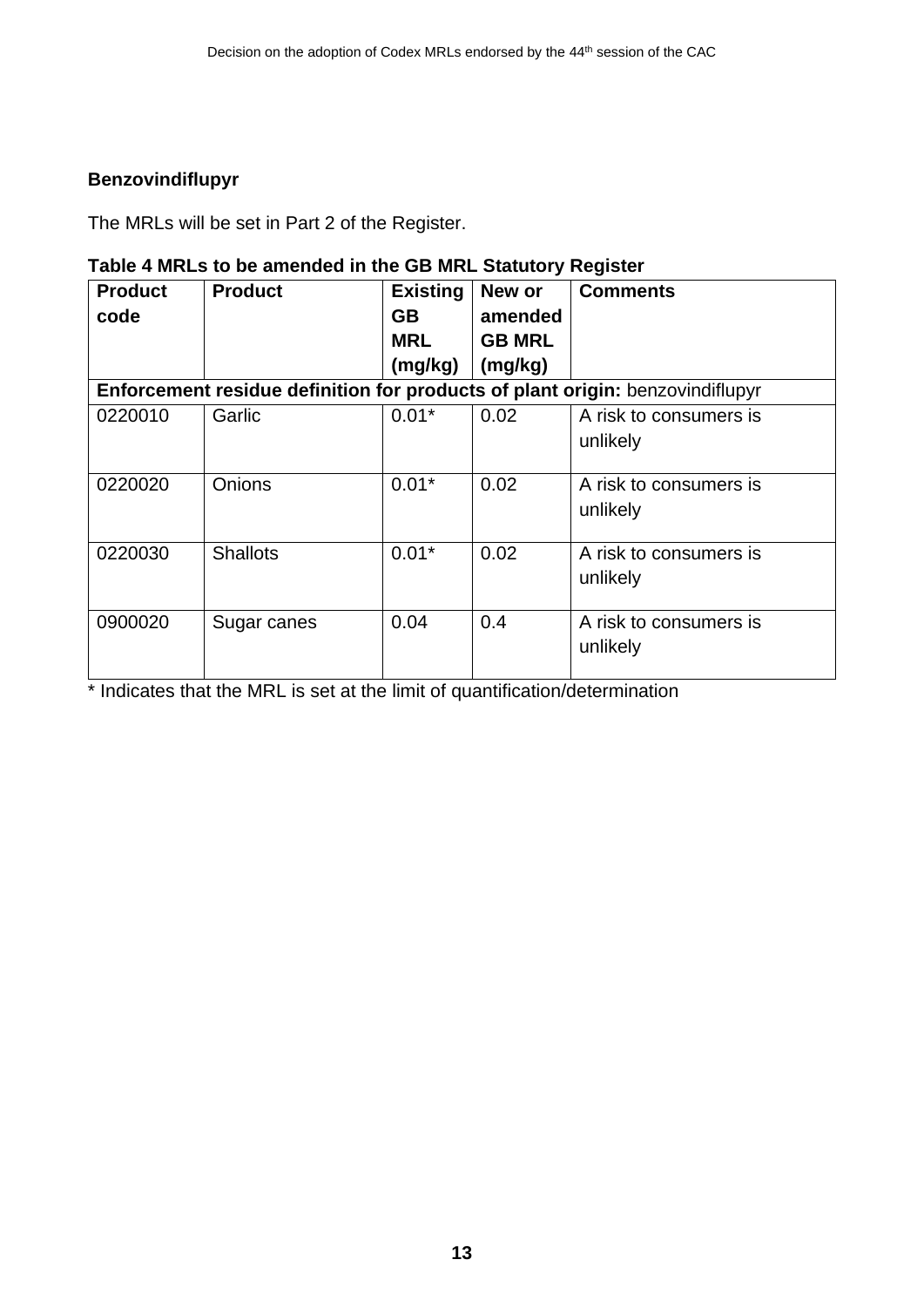**Benzovindiflupyr**

The MRLs will be set in Part 2 of the Register.

**Table 4 MRLs to be amended in the GB MRL Statutory Register**

| Product code | Product | Existing GB MRL (mg/kg) | New or amended GB MRL (mg/kg) | Comments |
|---|---|---|---|---|
| **Enforcement residue definition for products of plant origin:** benzovindiflupyr | | | | |
| 0220010 | Garlic | 0.01* | 0.02 | A risk to consumers is unlikely |
| 0220020 | Onions | 0.01* | 0.02 | A risk to consumers is unlikely |
| 0220030 | Shallots | 0.01* | 0.02 | A risk to consumers is unlikely |
| 0900020 | Sugar canes | 0.04 | 0.4 | A risk to consumers is unlikely |

* Indicates that the MRL is set at the limit of quantification/determination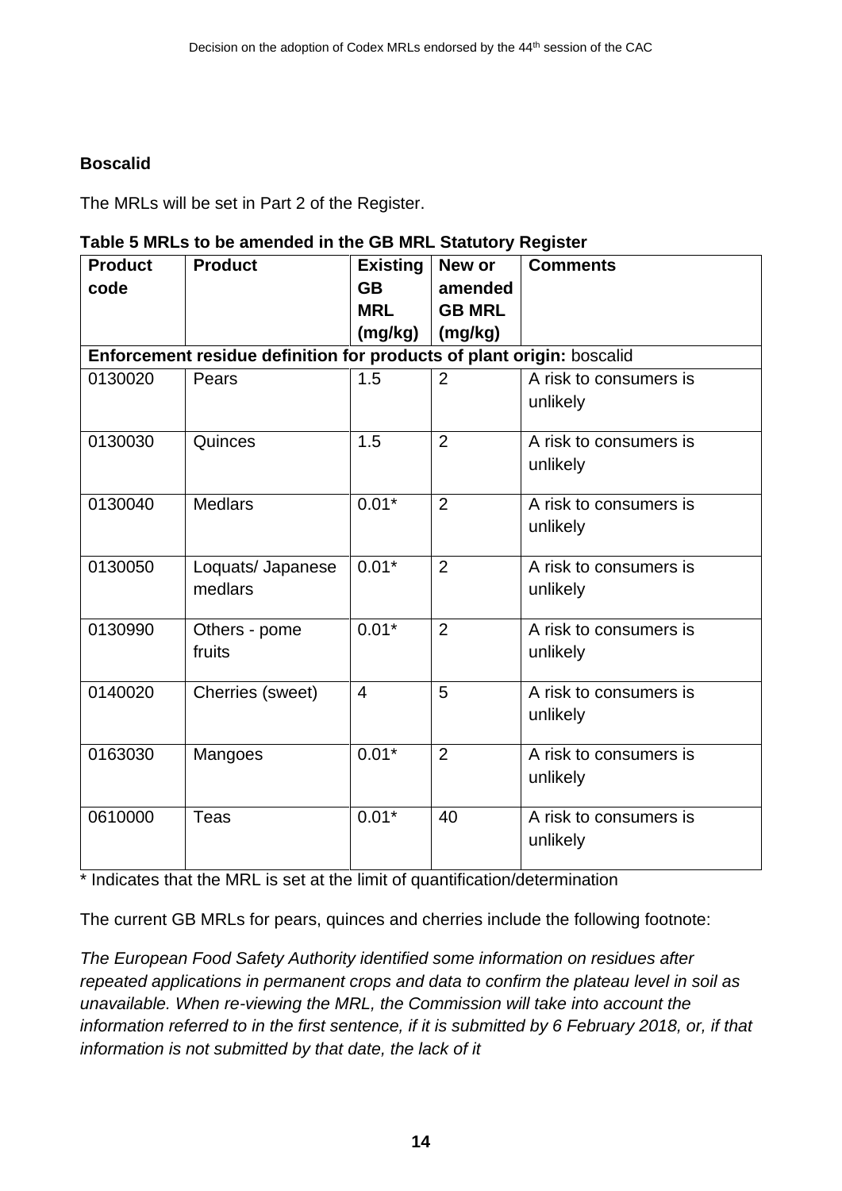**Boscalid**

The MRLs will be set in Part 2 of the Register.

**Table 5 MRLs to be amended in the GB MRL Statutory Register**

| Product code | Product | Existing GB MRL (mg/kg) | New or amended GB MRL (mg/kg) | Comments |
|---|---|---|---|---|
| **Enforcement residue definition for products of plant origin:** boscalid | | | | |
| 0130020 | Pears | 1.5 | 2 | A risk to consumers is unlikely |
| 0130030 | Quinces | 1.5 | 2 | A risk to consumers is unlikely |
| 0130040 | Medlars | 0.01* | 2 | A risk to consumers is unlikely |
| 0130050 | Loquats/ Japanese medlars | 0.01* | 2 | A risk to consumers is unlikely |
| 0130990 | Others - pome fruits | 0.01* | 2 | A risk to consumers is unlikely |
| 0140020 | Cherries (sweet) | 4 | 5 | A risk to consumers is unlikely |
| 0163030 | Mangoes | 0.01* | 2 | A risk to consumers is unlikely |
| 0610000 | Teas | 0.01* | 40 | A risk to consumers is unlikely |

\* Indicates that the MRL is set at the limit of quantification/determination

The current GB MRLs for pears, quinces and cherries include the following footnote:

*The European Food Safety Authority identified some information on residues after repeated applications in permanent crops and data to confirm the plateau level in soil as unavailable. When re-viewing the MRL, the Commission will take into account the information referred to in the first sentence, if it is submitted by 6 February 2018, or, if that information is not submitted by that date, the lack of it*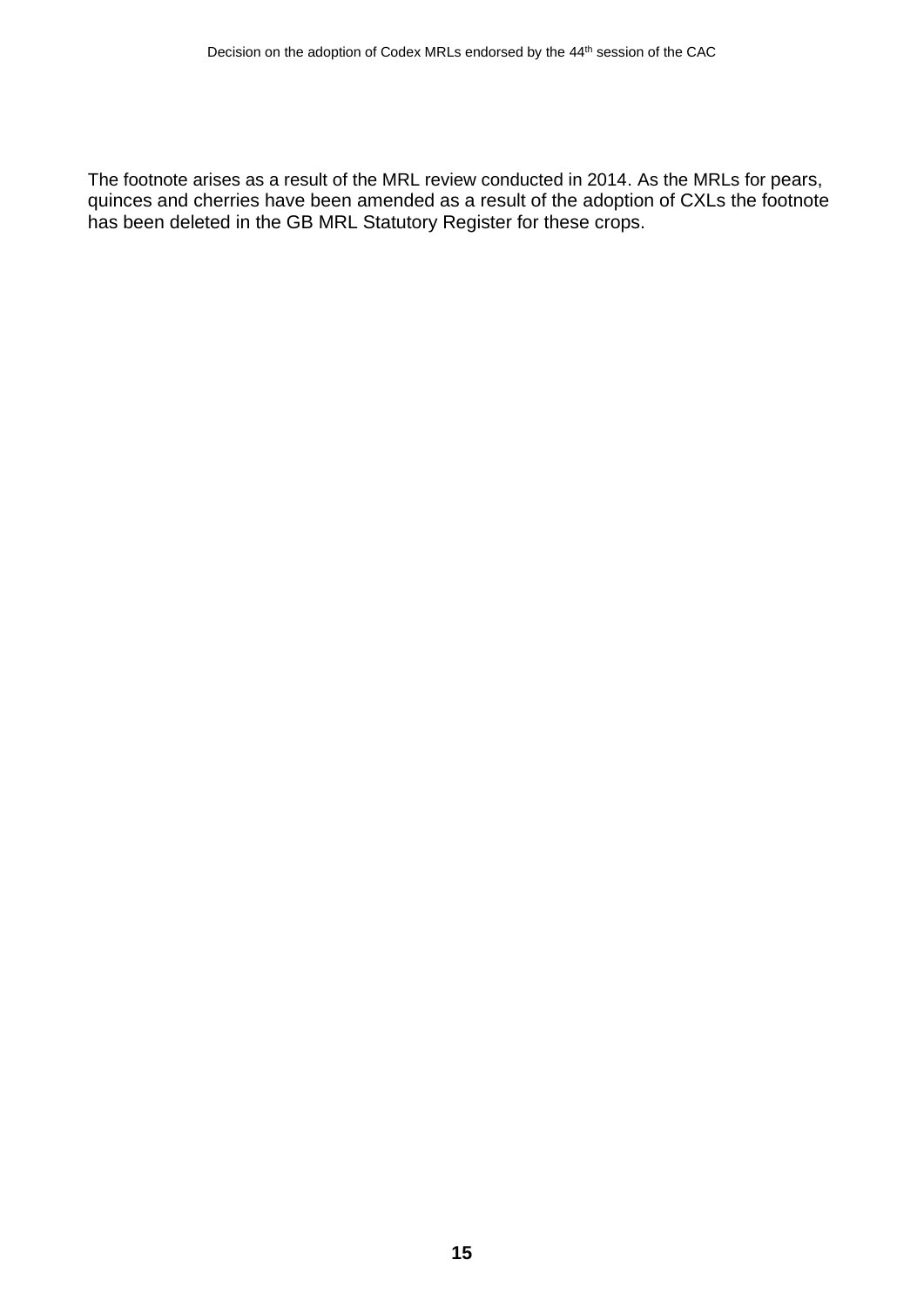The footnote arises as a result of the MRL review conducted in 2014. As the MRLs for pears, quinces and cherries have been amended as a result of the adoption of CXLs the footnote has been deleted in the GB MRL Statutory Register for these crops.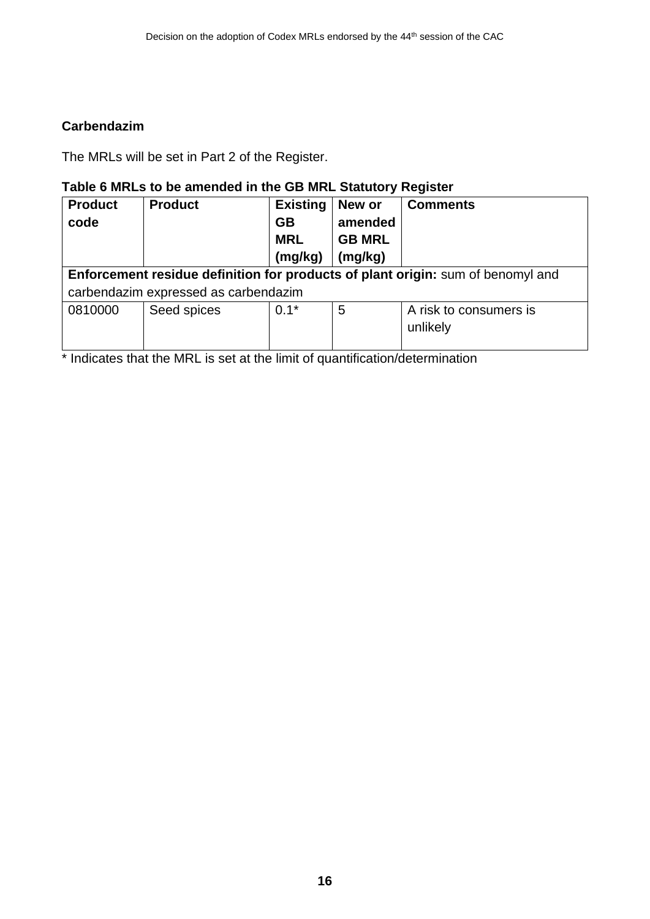**Carbendazim**

The MRLs will be set in Part 2 of the Register.

**Table 6 MRLs to be amended in the GB MRL Statutory Register**

| Product code | Product | Existing GB MRL (mg/kg) | New or amended GB MRL (mg/kg) | Comments |
|---|---|---|---|---|
| **Enforcement residue definition for products of plant origin:** sum of benomyl and carbendazim expressed as carbendazim | | | | |
| 0810000 | Seed spices | 0.1* | 5 | A risk to consumers is unlikely |

\* Indicates that the MRL is set at the limit of quantification/determination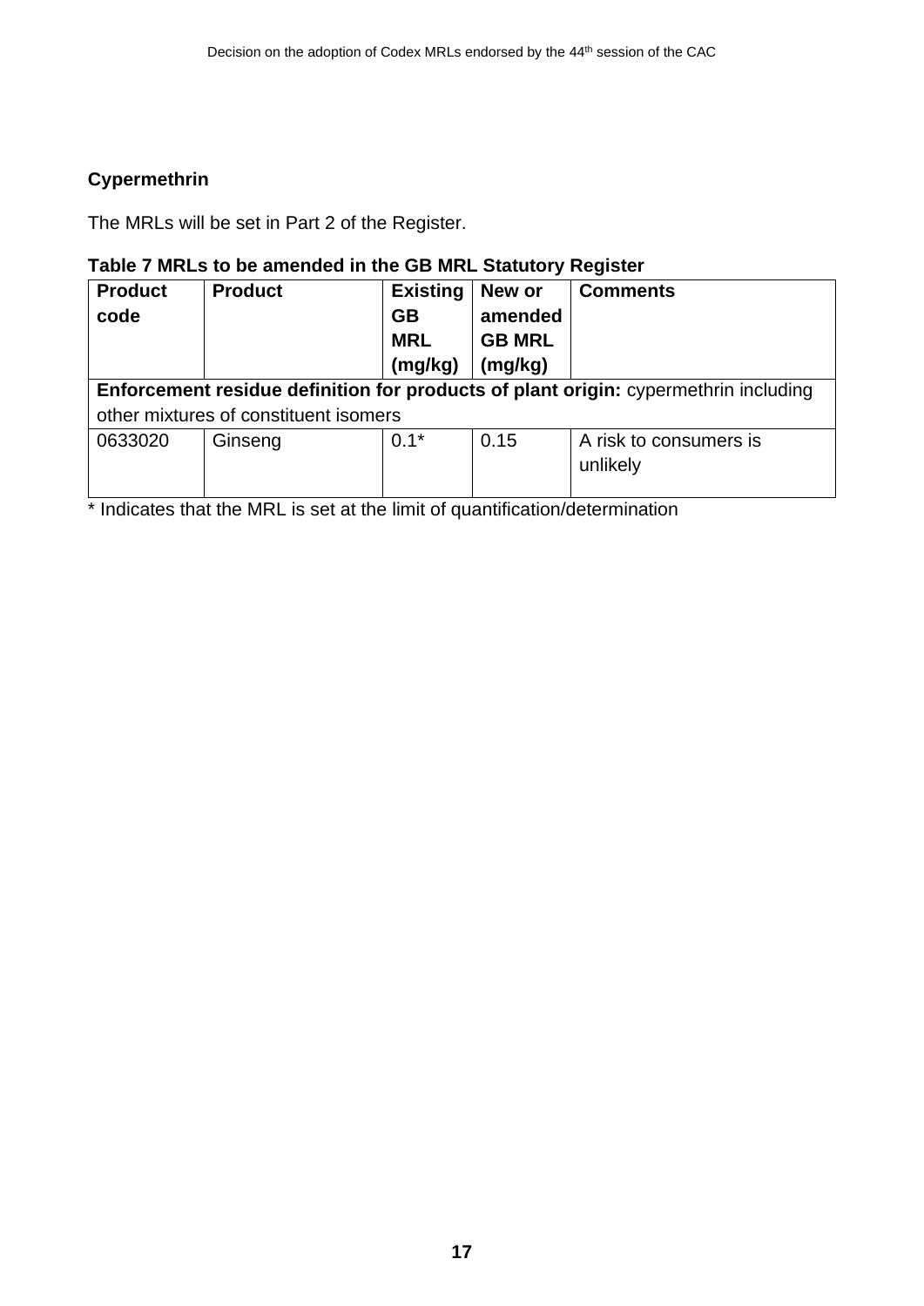**Cypermethrin**

The MRLs will be set in Part 2 of the Register.

**Table 7 MRLs to be amended in the GB MRL Statutory Register**

| Product code | Product | Existing GB MRL (mg/kg) | New or amended GB MRL (mg/kg) | Comments |
|---|---|---|---|---|
| **Enforcement residue definition for products of plant origin:** cypermethrin including other mixtures of constituent isomers | | | | |
| 0633020 | Ginseng | 0.1* | 0.15 | A risk to consumers is unlikely |

* Indicates that the MRL is set at the limit of quantification/determination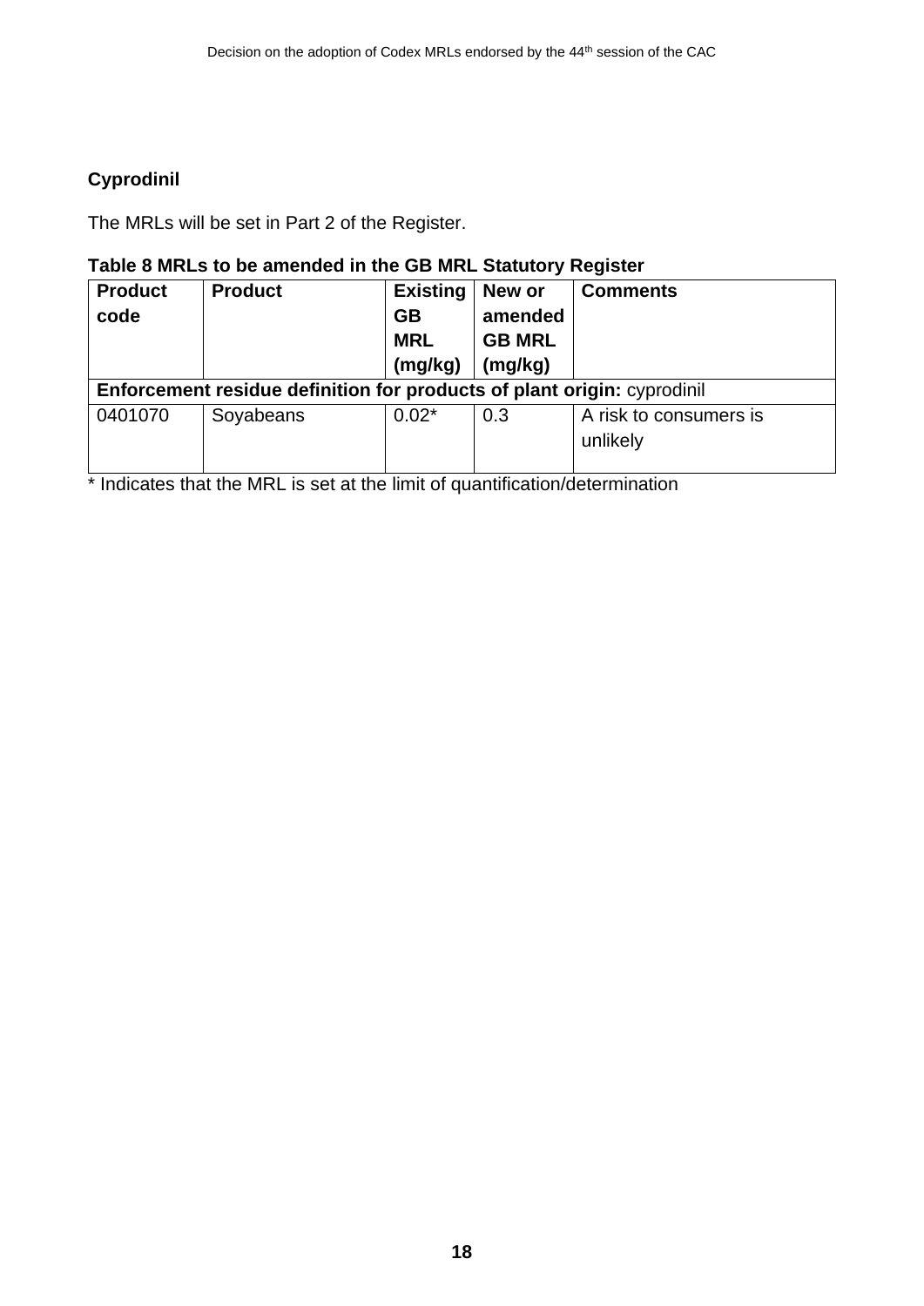**Cyprodinil**

The MRLs will be set in Part 2 of the Register.

**Table 8 MRLs to be amended in the GB MRL Statutory Register**

| Product code | Product | Existing GB MRL (mg/kg) | New or amended GB MRL (mg/kg) | Comments |
|---|---|---|---|---|
| **Enforcement residue definition for products of plant origin:** cyprodinil | | | | |
| 0401070 | Soyabeans | 0.02* | 0.3 | A risk to consumers is unlikely |

* Indicates that the MRL is set at the limit of quantification/determination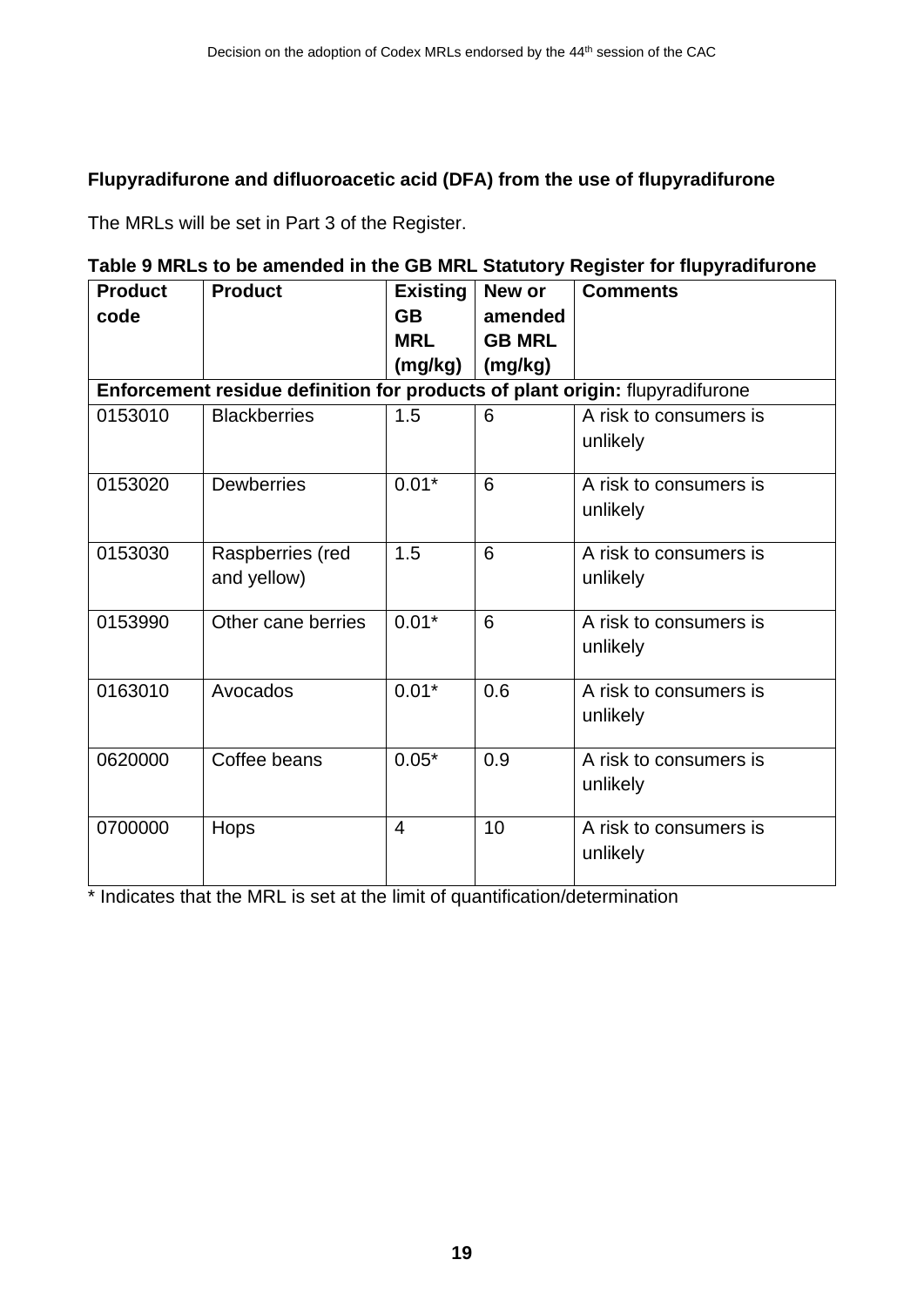**Flupyradifurone and difluoroacetic acid (DFA) from the use of flupyradifurone**

The MRLs will be set in Part 3 of the Register.

**Table 9 MRLs to be amended in the GB MRL Statutory Register for flupyradifurone**

| Product code | Product | Existing GB MRL (mg/kg) | New or amended GB MRL (mg/kg) | Comments |
|---|---|---|---|---|
| **Enforcement residue definition for products of plant origin:** flupyradifurone | | | | |
| 0153010 | Blackberries | 1.5 | 6 | A risk to consumers is unlikely |
| 0153020 | Dewberries | 0.01* | 6 | A risk to consumers is unlikely |
| 0153030 | Raspberries (red and yellow) | 1.5 | 6 | A risk to consumers is unlikely |
| 0153990 | Other cane berries | 0.01* | 6 | A risk to consumers is unlikely |
| 0163010 | Avocados | 0.01* | 0.6 | A risk to consumers is unlikely |
| 0620000 | Coffee beans | 0.05* | 0.9 | A risk to consumers is unlikely |
| 0700000 | Hops | 4 | 10 | A risk to consumers is unlikely |

* Indicates that the MRL is set at the limit of quantification/determination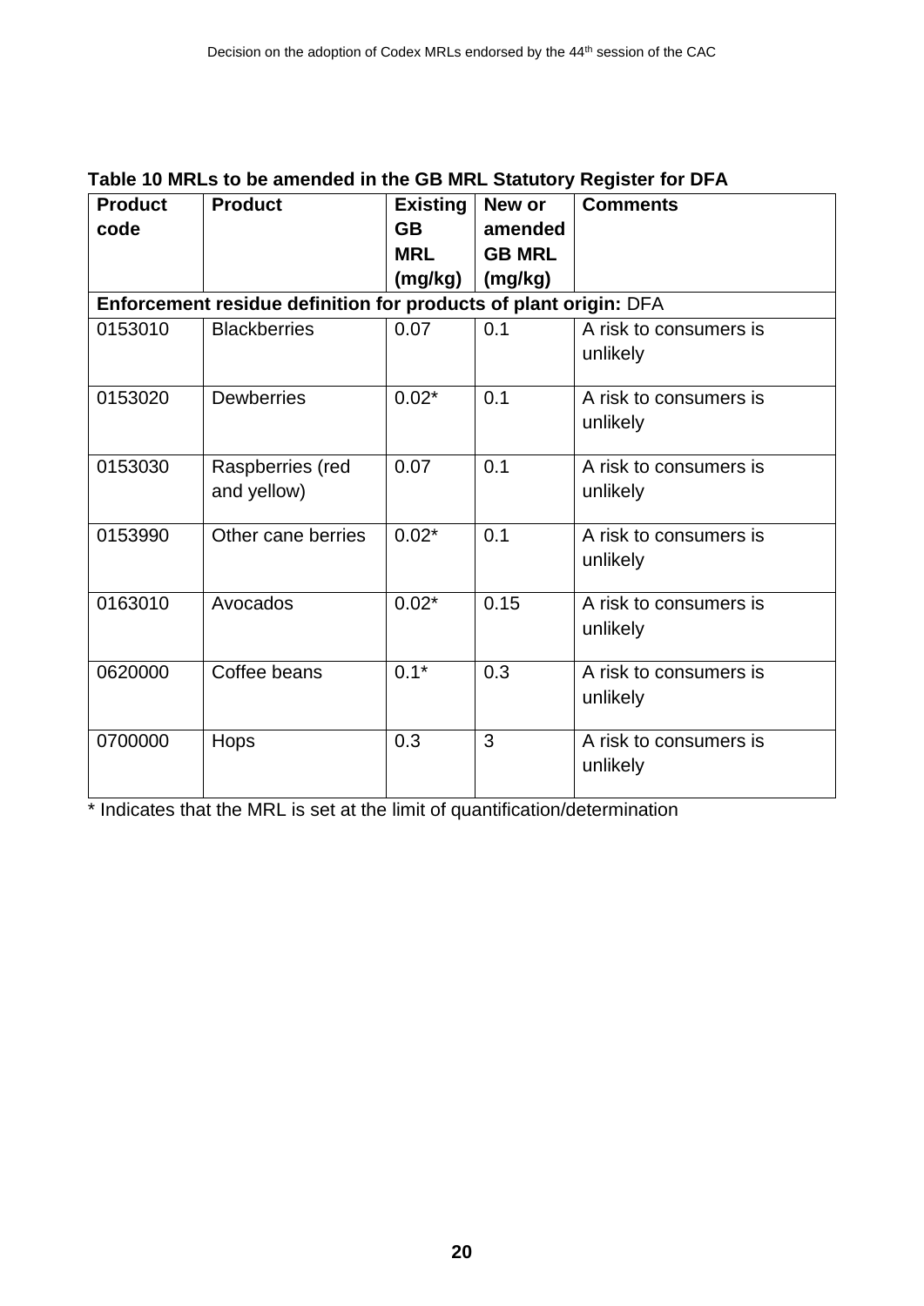**Table 10 MRLs to be amended in the GB MRL Statutory Register for DFA**

| Product code | Product | Existing GB MRL (mg/kg) | New or amended GB MRL (mg/kg) | Comments |
|---|---|---|---|---|
| **Enforcement residue definition for products of plant origin:** DFA | | | | |
| 0153010 | Blackberries | 0.07 | 0.1 | A risk to consumers is unlikely |
| 0153020 | Dewberries | 0.02* | 0.1 | A risk to consumers is unlikely |
| 0153030 | Raspberries (red and yellow) | 0.07 | 0.1 | A risk to consumers is unlikely |
| 0153990 | Other cane berries | 0.02* | 0.1 | A risk to consumers is unlikely |
| 0163010 | Avocados | 0.02* | 0.15 | A risk to consumers is unlikely |
| 0620000 | Coffee beans | 0.1* | 0.3 | A risk to consumers is unlikely |
| 0700000 | Hops | 0.3 | 3 | A risk to consumers is unlikely |

* Indicates that the MRL is set at the limit of quantification/determination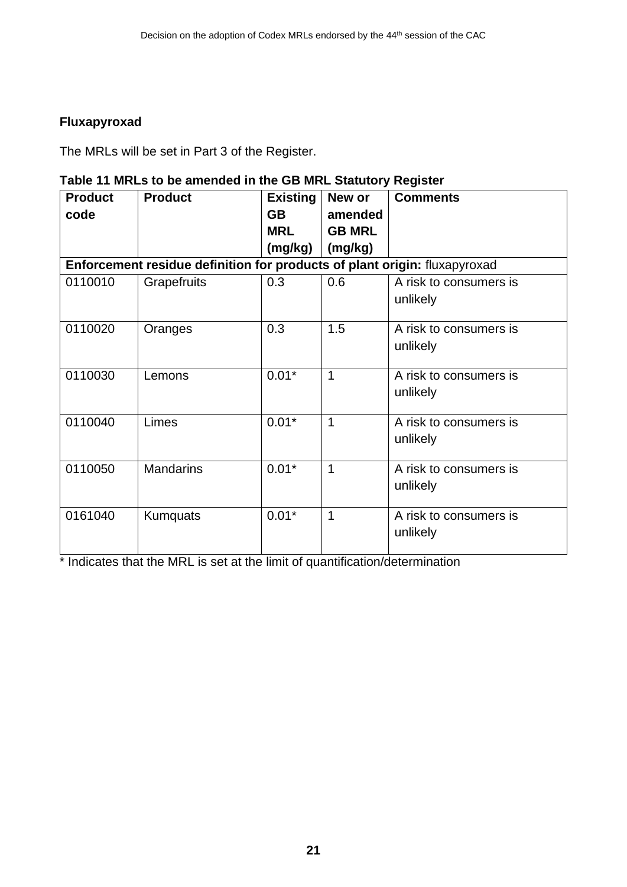**Fluxapyroxad**

The MRLs will be set in Part 3 of the Register.

**Table 11 MRLs to be amended in the GB MRL Statutory Register**

| Product code | Product | Existing GB MRL (mg/kg) | New or amended GB MRL (mg/kg) | Comments |
|---|---|---|---|---|
| **Enforcement residue definition for products of plant origin:** fluxapyroxad | | | | |
| 0110010 | Grapefruits | 0.3 | 0.6 | A risk to consumers is unlikely |
| 0110020 | Oranges | 0.3 | 1.5 | A risk to consumers is unlikely |
| 0110030 | Lemons | 0.01* | 1 | A risk to consumers is unlikely |
| 0110040 | Limes | 0.01* | 1 | A risk to consumers is unlikely |
| 0110050 | Mandarins | 0.01* | 1 | A risk to consumers is unlikely |
| 0161040 | Kumquats | 0.01* | 1 | A risk to consumers is unlikely |

* Indicates that the MRL is set at the limit of quantification/determination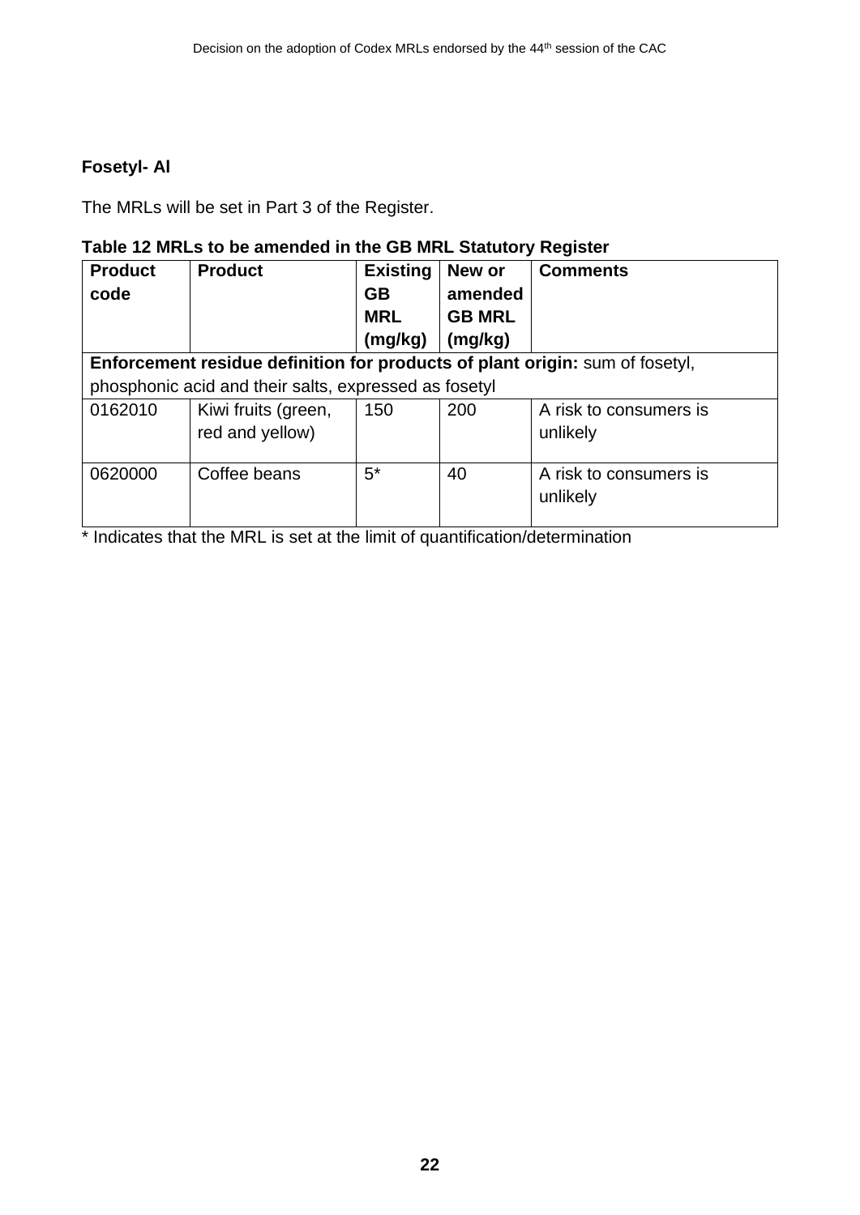**Fosetyl- Al**

The MRLs will be set in Part 3 of the Register.

**Table 12 MRLs to be amended in the GB MRL Statutory Register**

| Product code | Product | Existing GB MRL (mg/kg) | New or amended GB MRL (mg/kg) | Comments |
|---|---|---|---|---|
| **Enforcement residue definition for products of plant origin:** sum of fosetyl, phosphonic acid and their salts, expressed as fosetyl | | | | |
| 0162010 | Kiwi fruits (green, red and yellow) | 150 | 200 | A risk to consumers is unlikely |
| 0620000 | Coffee beans | 5* | 40 | A risk to consumers is unlikely |

* Indicates that the MRL is set at the limit of quantification/determination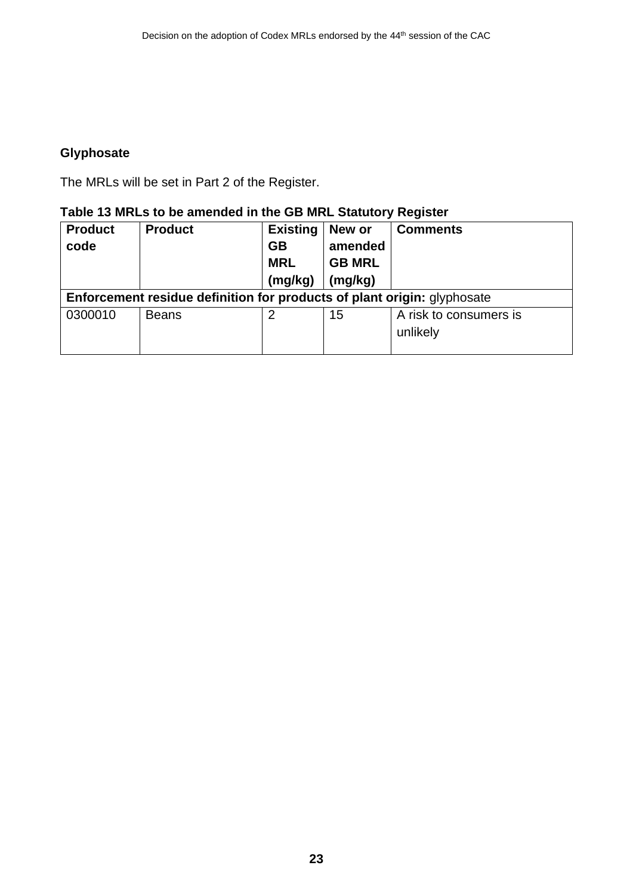### Glyphosate

The MRLs will be set in Part 2 of the Register.

**Table 13 MRLs to be amended in the GB MRL Statutory Register**

| Product code | Product | Existing GB MRL (mg/kg) | New or amended GB MRL (mg/kg) | Comments |
|---|---|---|---|---|
| **Enforcement residue definition for products of plant origin:** glyphosate | | | | |
| 0300010 | Beans | 2 | 15 | A risk to consumers is unlikely |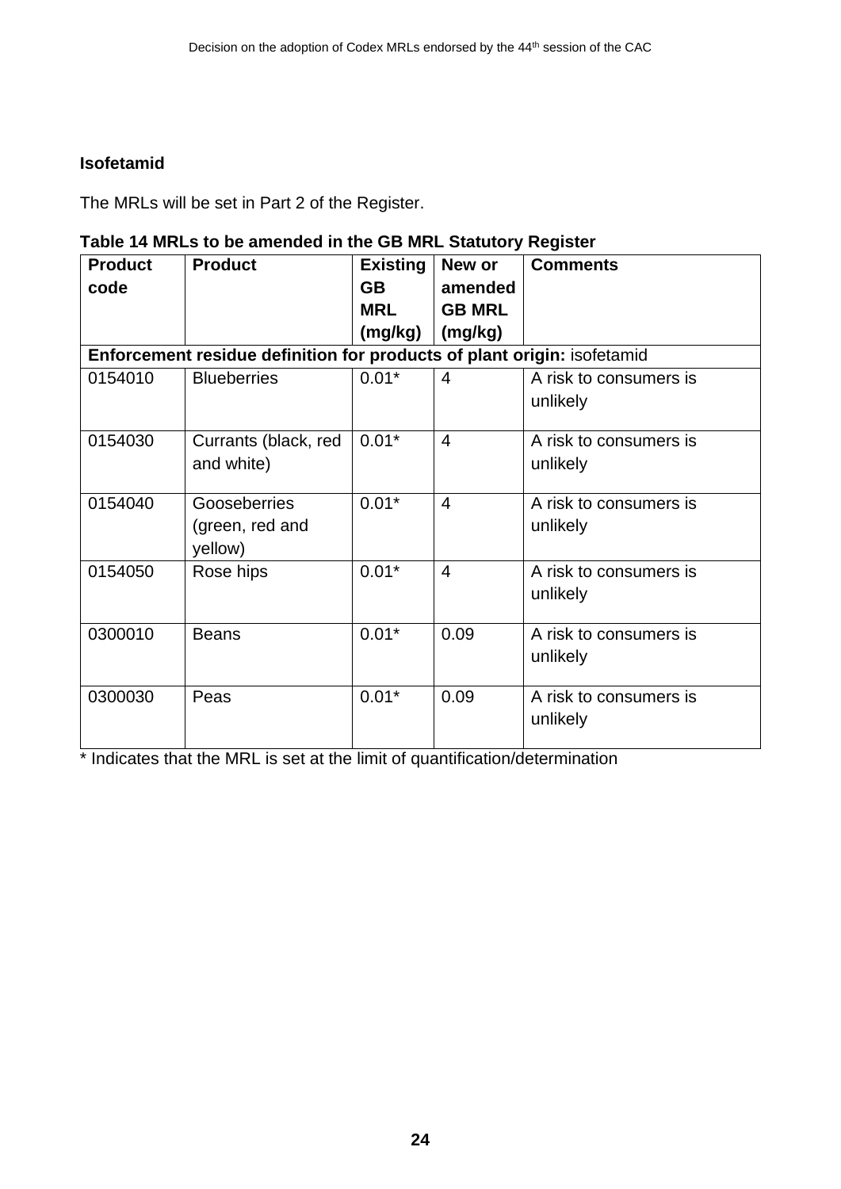**Isofetamid**

The MRLs will be set in Part 2 of the Register.

**Table 14 MRLs to be amended in the GB MRL Statutory Register**

| Product code | Product | Existing GB MRL (mg/kg) | New or amended GB MRL (mg/kg) | Comments |
|---|---|---|---|---|
| **Enforcement residue definition for products of plant origin:** isofetamid | | | | |
| 0154010 | Blueberries | 0.01* | 4 | A risk to consumers is unlikely |
| 0154030 | Currants (black, red and white) | 0.01* | 4 | A risk to consumers is unlikely |
| 0154040 | Gooseberries (green, red and yellow) | 0.01* | 4 | A risk to consumers is unlikely |
| 0154050 | Rose hips | 0.01* | 4 | A risk to consumers is unlikely |
| 0300010 | Beans | 0.01* | 0.09 | A risk to consumers is unlikely |
| 0300030 | Peas | 0.01* | 0.09 | A risk to consumers is unlikely |

\* Indicates that the MRL is set at the limit of quantification/determination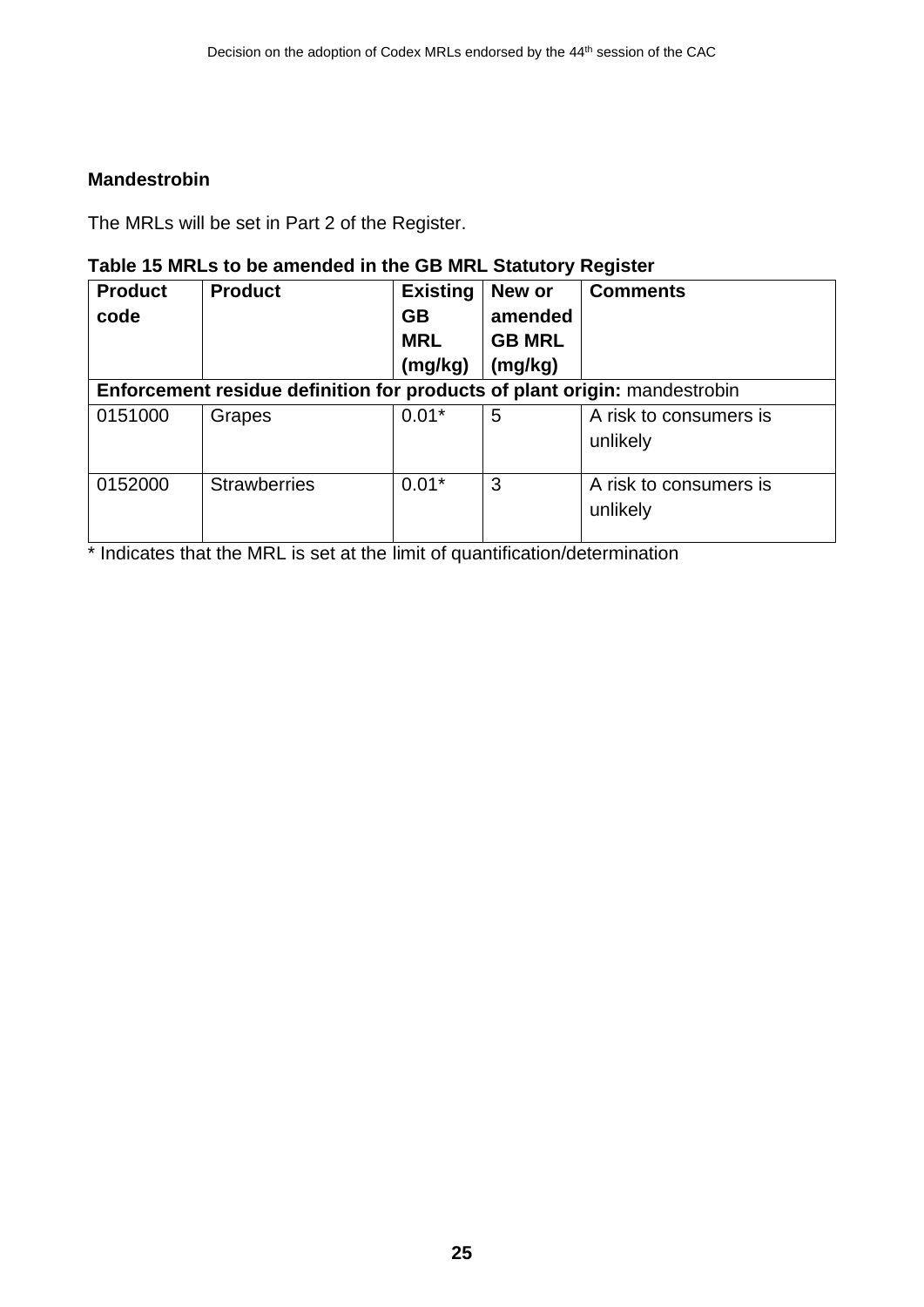**Mandestrobin**

The MRLs will be set in Part 2 of the Register.

**Table 15 MRLs to be amended in the GB MRL Statutory Register**

| Product code | Product | Existing GB MRL (mg/kg) | New or amended GB MRL (mg/kg) | Comments |
|---|---|---|---|---|
| **Enforcement residue definition for products of plant origin:** mandestrobin | | | | |
| 0151000 | Grapes | 0.01* | 5 | A risk to consumers is unlikely |
| 0152000 | Strawberries | 0.01* | 3 | A risk to consumers is unlikely |

* Indicates that the MRL is set at the limit of quantification/determination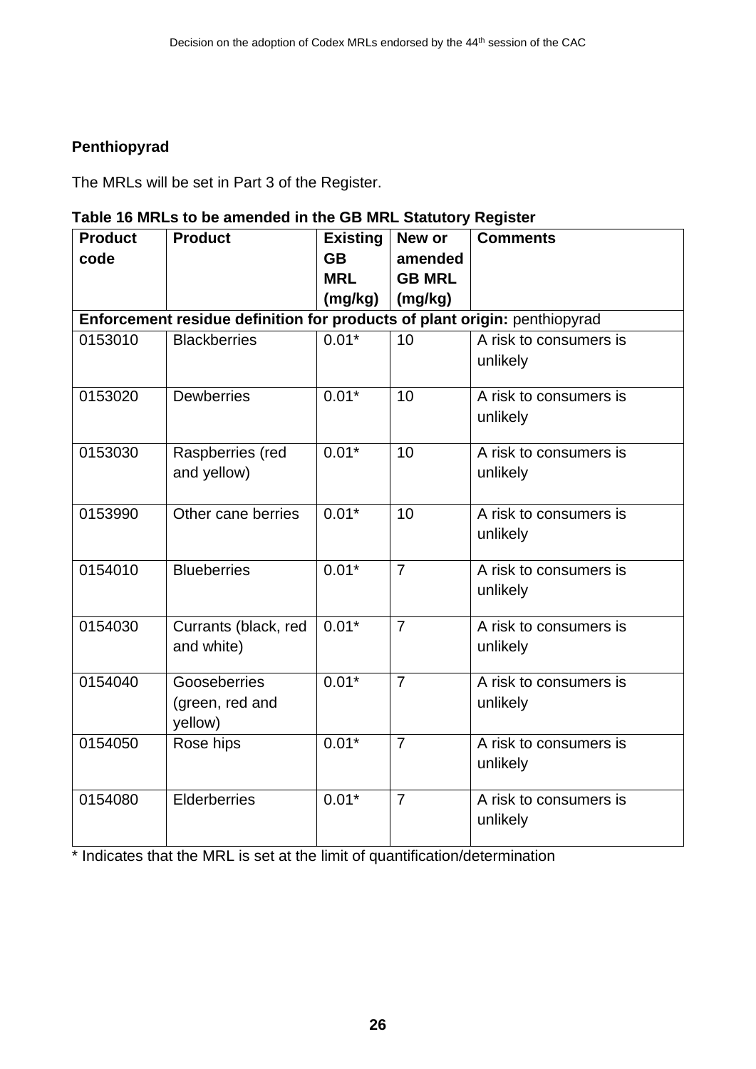**Penthiopyrad**

The MRLs will be set in Part 3 of the Register.

**Table 16 MRLs to be amended in the GB MRL Statutory Register**

| Product code | Product | Existing GB MRL (mg/kg) | New or amended GB MRL (mg/kg) | Comments |
|---|---|---|---|---|
| **Enforcement residue definition for products of plant origin:** penthiopyrad | | | | |
| 0153010 | Blackberries | 0.01* | 10 | A risk to consumers is unlikely |
| 0153020 | Dewberries | 0.01* | 10 | A risk to consumers is unlikely |
| 0153030 | Raspberries (red and yellow) | 0.01* | 10 | A risk to consumers is unlikely |
| 0153990 | Other cane berries | 0.01* | 10 | A risk to consumers is unlikely |
| 0154010 | Blueberries | 0.01* | 7 | A risk to consumers is unlikely |
| 0154030 | Currants (black, red and white) | 0.01* | 7 | A risk to consumers is unlikely |
| 0154040 | Gooseberries (green, red and yellow) | 0.01* | 7 | A risk to consumers is unlikely |
| 0154050 | Rose hips | 0.01* | 7 | A risk to consumers is unlikely |
| 0154080 | Elderberries | 0.01* | 7 | A risk to consumers is unlikely |

* Indicates that the MRL is set at the limit of quantification/determination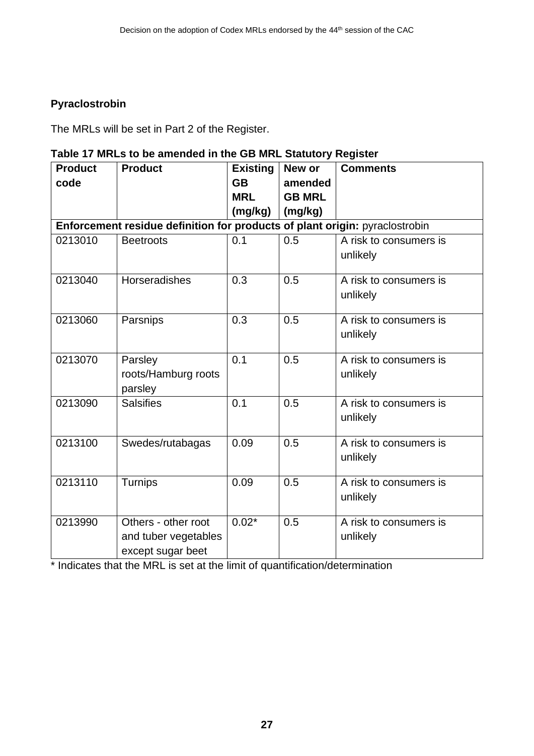**Pyraclostrobin**

The MRLs will be set in Part 2 of the Register.

**Table 17 MRLs to be amended in the GB MRL Statutory Register**

| Product code | Product | Existing GB MRL (mg/kg) | New or amended GB MRL (mg/kg) | Comments |
|---|---|---|---|---|
| **Enforcement residue definition for products of plant origin:** pyraclostrobin | | | | |
| 0213010 | Beetroots | 0.1 | 0.5 | A risk to consumers is unlikely |
| 0213040 | Horseradishes | 0.3 | 0.5 | A risk to consumers is unlikely |
| 0213060 | Parsnips | 0.3 | 0.5 | A risk to consumers is unlikely |
| 0213070 | Parsley roots/Hamburg roots parsley | 0.1 | 0.5 | A risk to consumers is unlikely |
| 0213090 | Salsifies | 0.1 | 0.5 | A risk to consumers is unlikely |
| 0213100 | Swedes/rutabagas | 0.09 | 0.5 | A risk to consumers is unlikely |
| 0213110 | Turnips | 0.09 | 0.5 | A risk to consumers is unlikely |
| 0213990 | Others - other root and tuber vegetables except sugar beet | 0.02* | 0.5 | A risk to consumers is unlikely |

* Indicates that the MRL is set at the limit of quantification/determination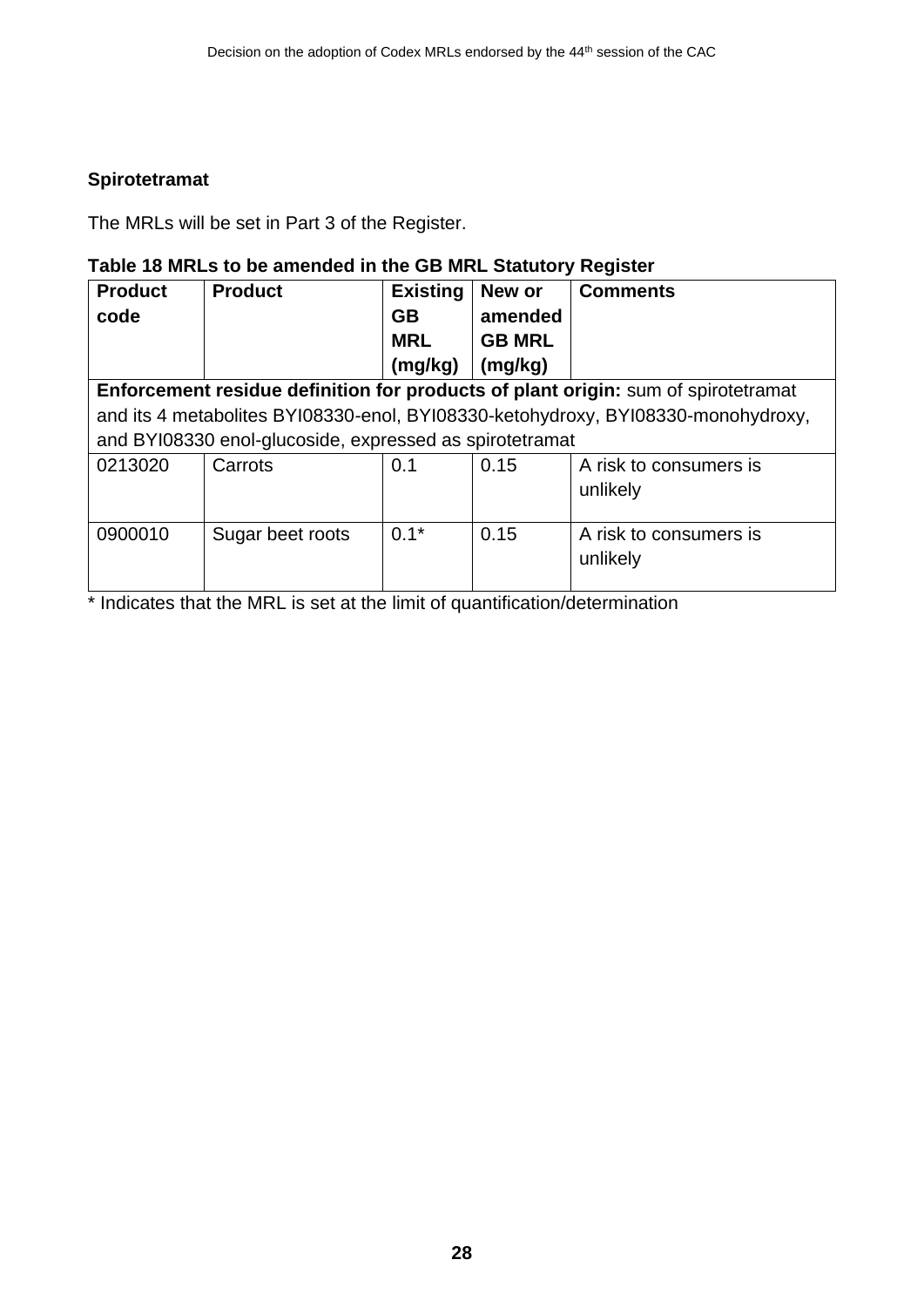**Spirotetramat**

The MRLs will be set in Part 3 of the Register.

**Table 18 MRLs to be amended in the GB MRL Statutory Register**

| Product code | Product | Existing GB MRL (mg/kg) | New or amended GB MRL (mg/kg) | Comments |
|---|---|---|---|---|
| **Enforcement residue definition for products of plant origin:** sum of spirotetramat and its 4 metabolites BYI08330-enol, BYI08330-ketohydroxy, BYI08330-monohydroxy, and BYI08330 enol-glucoside, expressed as spirotetramat | | | | |
| 0213020 | Carrots | 0.1 | 0.15 | A risk to consumers is unlikely |
| 0900010 | Sugar beet roots | 0.1* | 0.15 | A risk to consumers is unlikely |

\* Indicates that the MRL is set at the limit of quantification/determination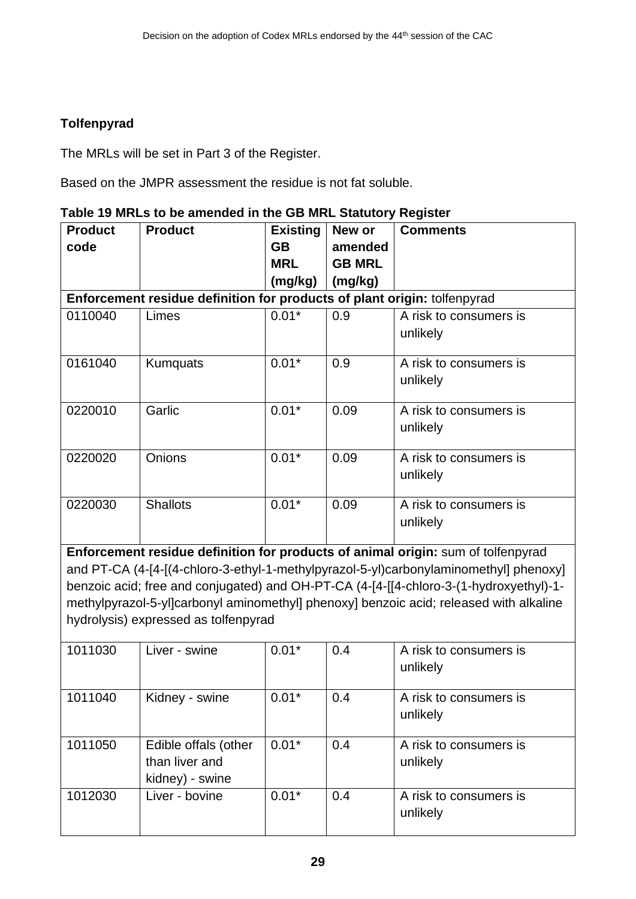## Tolfenpyrad

The MRLs will be set in Part 3 of the Register.

Based on the JMPR assessment the residue is not fat soluble.

**Table 19 MRLs to be amended in the GB MRL Statutory Register**

| Product code | Product | Existing GB MRL (mg/kg) | New or amended GB MRL (mg/kg) | Comments |
|---|---|---|---|---|
| **Enforcement residue definition for products of plant origin:** tolfenpyrad | | | | |
| 0110040 | Limes | 0.01* | 0.9 | A risk to consumers is unlikely |
| 0161040 | Kumquats | 0.01* | 0.9 | A risk to consumers is unlikely |
| 0220010 | Garlic | 0.01* | 0.09 | A risk to consumers is unlikely |
| 0220020 | Onions | 0.01* | 0.09 | A risk to consumers is unlikely |
| 0220030 | Shallots | 0.01* | 0.09 | A risk to consumers is unlikely |
| **Enforcement residue definition for products of animal origin:** sum of tolfenpyrad and PT-CA (4-[4-[(4-chloro-3-ethyl-1-methylpyrazol-5-yl)carbonylaminomethyl] phenoxy] benzoic acid; free and conjugated) and OH-PT-CA (4-[4-[[4-chloro-3-(1-hydroxyethyl)-1-methylpyrazol-5-yl]carbonyl aminomethyl] phenoxy] benzoic acid; released with alkaline hydrolysis) expressed as tolfenpyrad | | | | |
| 1011030 | Liver - swine | 0.01* | 0.4 | A risk to consumers is unlikely |
| 1011040 | Kidney - swine | 0.01* | 0.4 | A risk to consumers is unlikely |
| 1011050 | Edible offals (other than liver and kidney) - swine | 0.01* | 0.4 | A risk to consumers is unlikely |
| 1012030 | Liver - bovine | 0.01* | 0.4 | A risk to consumers is unlikely |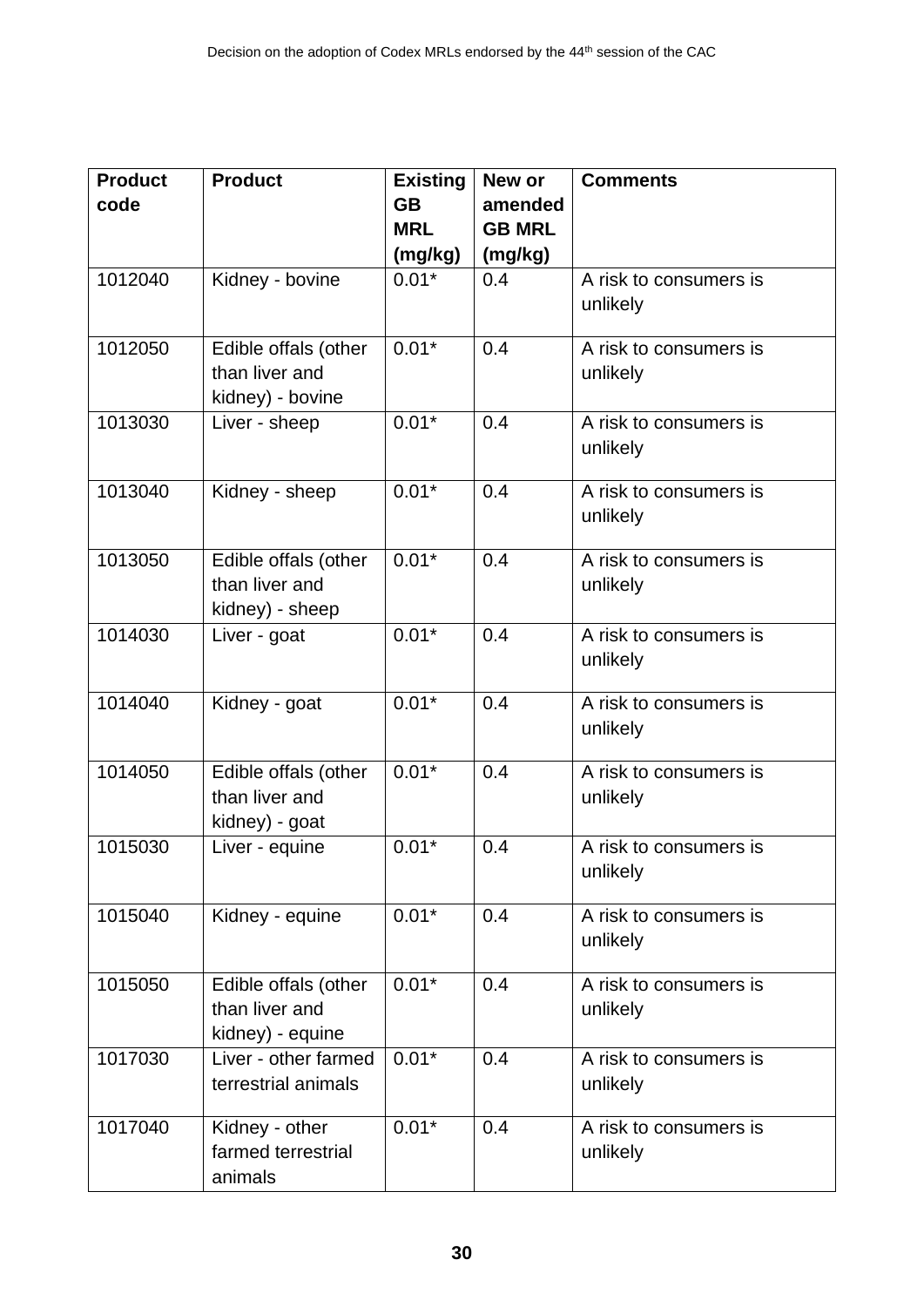| Product code | Product | Existing GB MRL (mg/kg) | New or amended GB MRL (mg/kg) | Comments |
|---|---|---|---|---|
| 1012040 | Kidney - bovine | 0.01* | 0.4 | A risk to consumers is unlikely |
| 1012050 | Edible offals (other than liver and kidney) - bovine | 0.01* | 0.4 | A risk to consumers is unlikely |
| 1013030 | Liver - sheep | 0.01* | 0.4 | A risk to consumers is unlikely |
| 1013040 | Kidney - sheep | 0.01* | 0.4 | A risk to consumers is unlikely |
| 1013050 | Edible offals (other than liver and kidney) - sheep | 0.01* | 0.4 | A risk to consumers is unlikely |
| 1014030 | Liver - goat | 0.01* | 0.4 | A risk to consumers is unlikely |
| 1014040 | Kidney - goat | 0.01* | 0.4 | A risk to consumers is unlikely |
| 1014050 | Edible offals (other than liver and kidney) - goat | 0.01* | 0.4 | A risk to consumers is unlikely |
| 1015030 | Liver - equine | 0.01* | 0.4 | A risk to consumers is unlikely |
| 1015040 | Kidney - equine | 0.01* | 0.4 | A risk to consumers is unlikely |
| 1015050 | Edible offals (other than liver and kidney) - equine | 0.01* | 0.4 | A risk to consumers is unlikely |
| 1017030 | Liver - other farmed terrestrial animals | 0.01* | 0.4 | A risk to consumers is unlikely |
| 1017040 | Kidney - other farmed terrestrial animals | 0.01* | 0.4 | A risk to consumers is unlikely |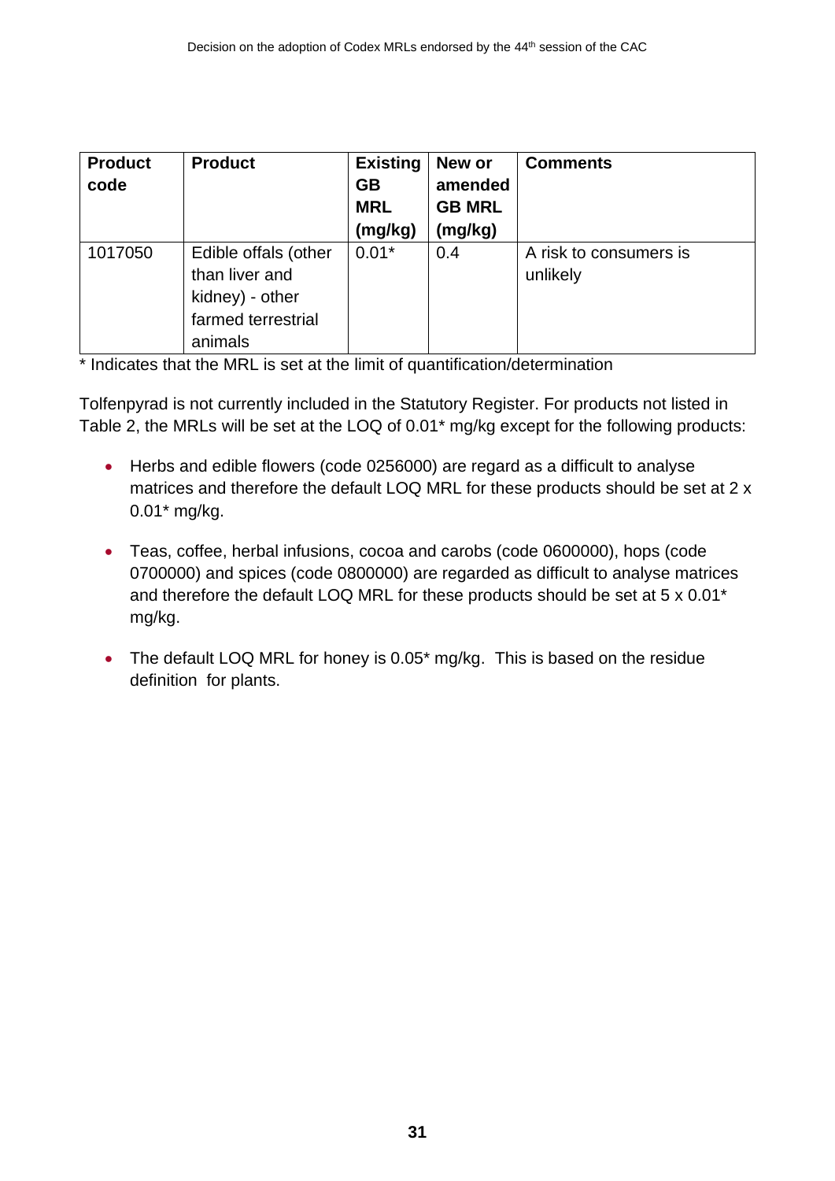| Product code | Product | Existing GB MRL (mg/kg) | New or amended GB MRL (mg/kg) | Comments |
|---|---|---|---|---|
| 1017050 | Edible offals (other than liver and kidney) - other farmed terrestrial animals | 0.01* | 0.4 | A risk to consumers is unlikely |

* Indicates that the MRL is set at the limit of quantification/determination

Tolfenpyrad is not currently included in the Statutory Register. For products not listed in Table 2, the MRLs will be set at the LOQ of 0.01* mg/kg except for the following products:

- Herbs and edible flowers (code 0256000) are regard as a difficult to analyse matrices and therefore the default LOQ MRL for these products should be set at 2 x 0.01* mg/kg.
- Teas, coffee, herbal infusions, cocoa and carobs (code 0600000), hops (code 0700000) and spices (code 0800000) are regarded as difficult to analyse matrices and therefore the default LOQ MRL for these products should be set at 5 x 0.01* mg/kg.
- The default LOQ MRL for honey is 0.05* mg/kg. This is based on the residue definition for plants.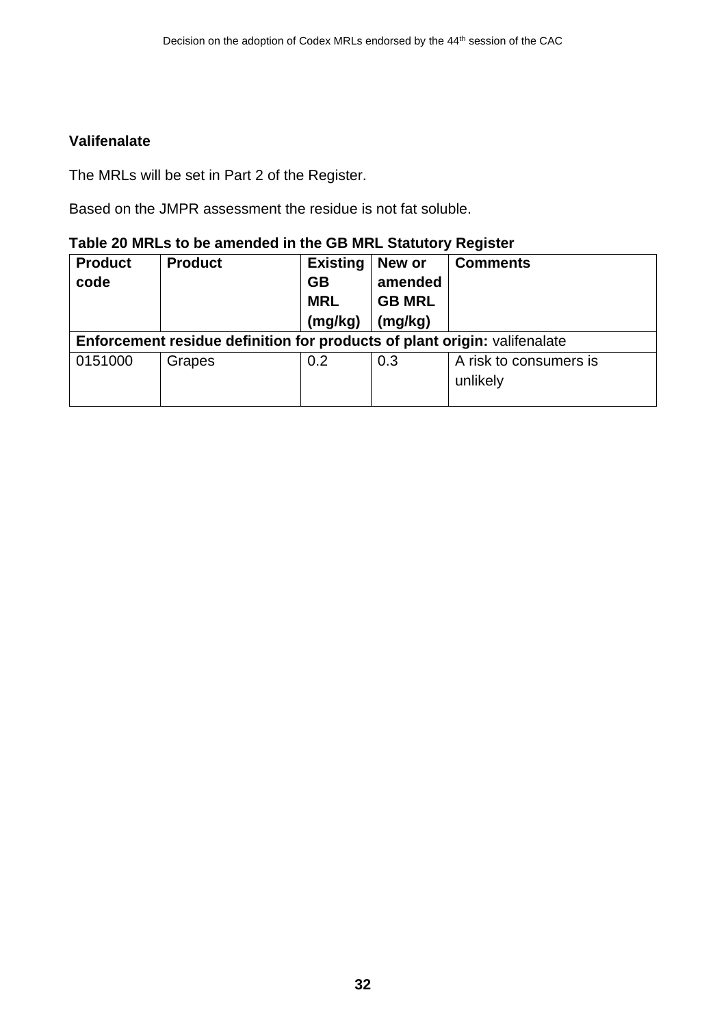**Valifenalate**

The MRLs will be set in Part 2 of the Register.

Based on the JMPR assessment the residue is not fat soluble.

**Table 20 MRLs to be amended in the GB MRL Statutory Register**

| Product code | Product | Existing GB MRL (mg/kg) | New or amended GB MRL (mg/kg) | Comments |
|---|---|---|---|---|
| **Enforcement residue definition for products of plant origin:** valifenalate | | | | |
| 0151000 | Grapes | 0.2 | 0.3 | A risk to consumers is unlikely |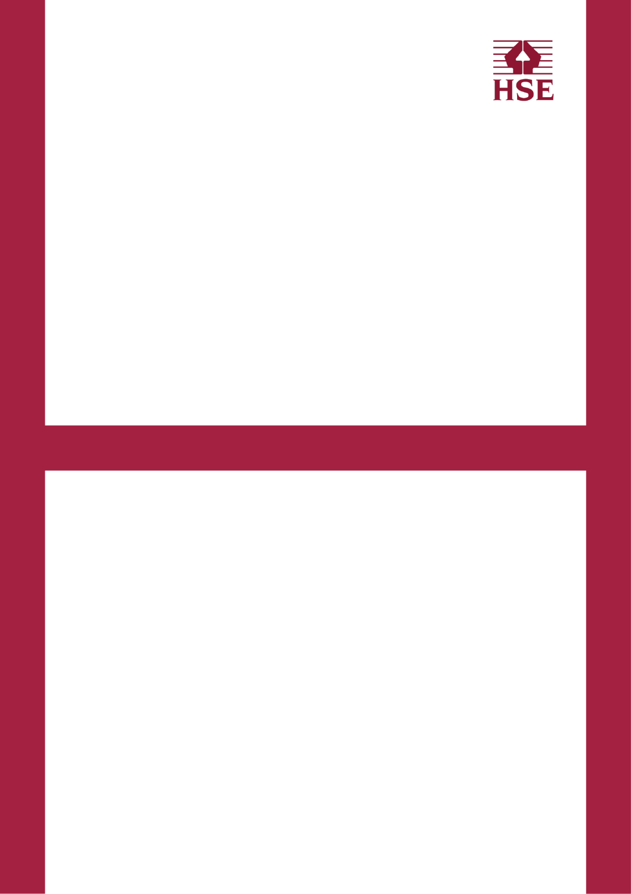HSE